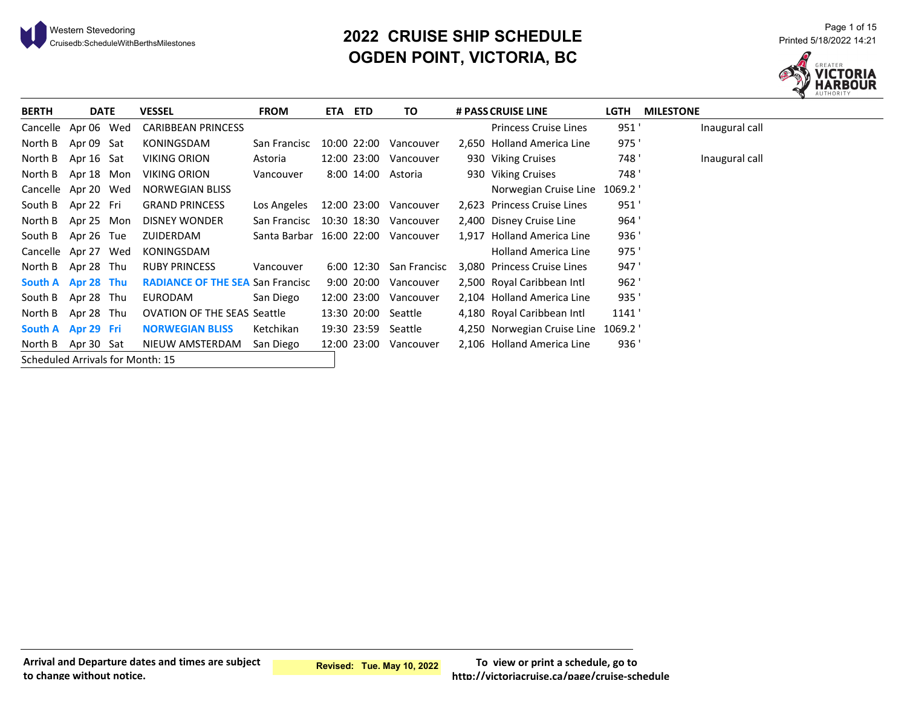Western Stevedoring
Cruisedb:ScheduleWithBerthsMilestones

# 2022 CRUISE SHIP SCHEDULE
# OGDEN POINT, VICTORIA, BC

Printed 5/18/2022 14:21

| BERTH | DATE | | VESSEL | FROM | ETA | ETD | TO | # PASS | CRUISE LINE | LGTH | MILESTONE |
|---|---|---|---|---|---|---|---|---|---|---|---|
| Cancelle | Apr 06 | Wed | CARIBBEAN PRINCESS | | | | | | Princess Cruise Lines | 951 ' | Inaugural call |
| North B | Apr 09 | Sat | KONINGSDAM | San Francisc | 10:00 | 22:00 | Vancouver | 2,650 | Holland America Line | 975 ' | |
| North B | Apr 16 | Sat | VIKING ORION | Astoria | 12:00 | 23:00 | Vancouver | 930 | Viking Cruises | 748 ' | Inaugural call |
| North B | Apr 18 | Mon | VIKING ORION | Vancouver | 8:00 | 14:00 | Astoria | 930 | Viking Cruises | 748 ' | |
| Cancelle | Apr 20 | Wed | NORWEGIAN BLISS | | | | | | Norwegian Cruise Line | 1069.2 ' | |
| South B | Apr 22 | Fri | GRAND PRINCESS | Los Angeles | 12:00 | 23:00 | Vancouver | 2,623 | Princess Cruise Lines | 951 ' | |
| North B | Apr 25 | Mon | DISNEY WONDER | San Francisc | 10:30 | 18:30 | Vancouver | 2,400 | Disney Cruise Line | 964 ' | |
| South B | Apr 26 | Tue | ZUIDERDAM | Santa Barbar | 16:00 | 22:00 | Vancouver | 1,917 | Holland America Line | 936 ' | |
| Cancelle | Apr 27 | Wed | KONINGSDAM | | | | | | Holland America Line | 975 ' | |
| North B | Apr 28 | Thu | RUBY PRINCESS | Vancouver | 6:00 | 12:30 | San Francisc | 3,080 | Princess Cruise Lines | 947 ' | |
| **South A** | **Apr 28** | **Thu** | **RADIANCE OF THE SEA** | San Francisc | 9:00 | 20:00 | Vancouver | 2,500 | Royal Caribbean Intl | 962 ' | |
| South B | Apr 28 | Thu | EURODAM | San Diego | 12:00 | 23:00 | Vancouver | 2,104 | Holland America Line | 935 ' | |
| North B | Apr 28 | Thu | OVATION OF THE SEAS | Seattle | 13:30 | 20:00 | Seattle | 4,180 | Royal Caribbean Intl | 1141 ' | |
| **South A** | **Apr 29** | **Fri** | **NORWEGIAN BLISS** | Ketchikan | 19:30 | 23:59 | Seattle | 4,250 | Norwegian Cruise Line | 1069.2 ' | |
| North B | Apr 30 | Sat | NIEUW AMSTERDAM | San Diego | 12:00 | 23:00 | Vancouver | 2,106 | Holland America Line | 936 ' | |

Scheduled Arrivals for Month: 15

**Arrival and Departure dates and times are subject to change without notice.**

**Revised: Tue. May 10, 2022**

**To view or print a schedule, go to http://victoriacruise.ca/page/cruise-schedule**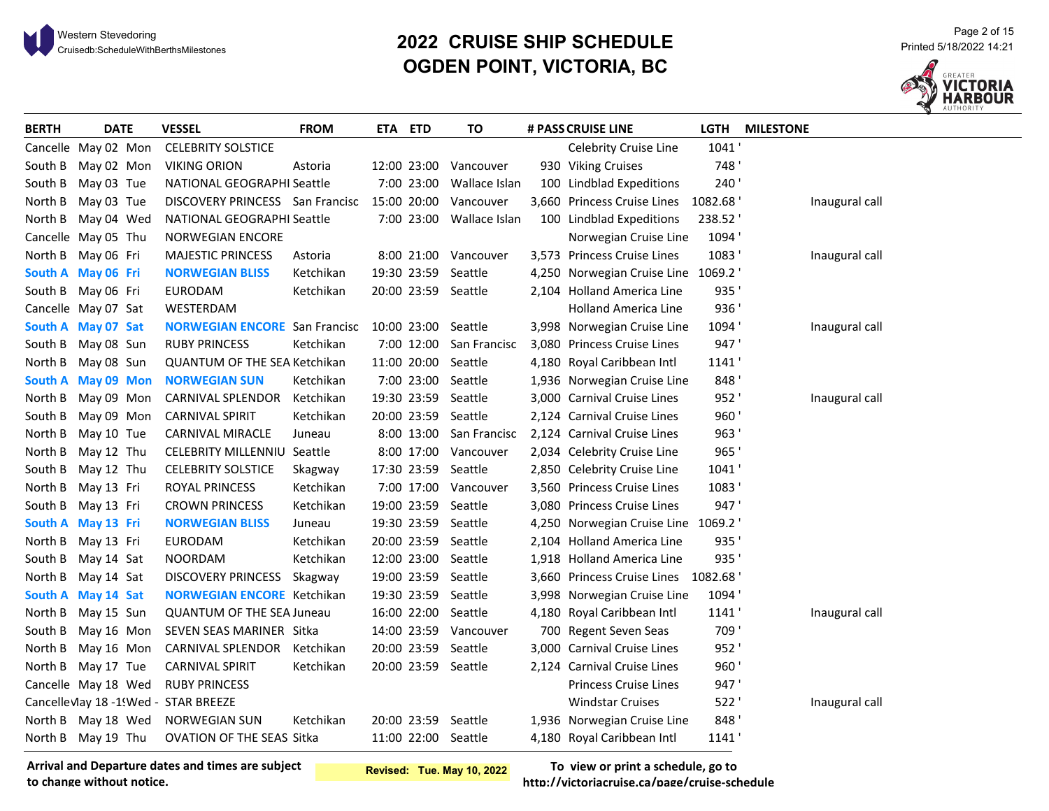# 2022 CRUISE SHIP SCHEDULE
# OGDEN POINT, VICTORIA, BC

Western Stevedoring
Cruisedb:ScheduleWithBerthsMilestones

Printed 5/18/2022 14:21

| BERTH | DATE | VESSEL | FROM | ETA | ETD | TO | # PASS | CRUISE LINE | LGTH | MILESTONE |
|---|---|---|---|---|---|---|---|---|---|---|
| Cancelle | May 02 Mon | CELEBRITY SOLSTICE | | | | | | Celebrity Cruise Line | 1041 ' | |
| South B | May 02 Mon | VIKING ORION | Astoria | 12:00 | 23:00 | Vancouver | 930 | Viking Cruises | 748 ' | |
| South B | May 03 Tue | NATIONAL GEOGRAPHI | Seattle | 7:00 | 23:00 | Wallace Islan | 100 | Lindblad Expeditions | 240 ' | |
| North B | May 03 Tue | DISCOVERY PRINCESS | San Francisc | 15:00 | 20:00 | Vancouver | 3,660 | Princess Cruise Lines | 1082.68 ' | Inaugural call |
| North B | May 04 Wed | NATIONAL GEOGRAPHI | Seattle | 7:00 | 23:00 | Wallace Islan | 100 | Lindblad Expeditions | 238.52 ' | |
| Cancelle | May 05 Thu | NORWEGIAN ENCORE | | | | | | Norwegian Cruise Line | 1094 ' | |
| North B | May 06 Fri | MAJESTIC PRINCESS | Astoria | 8:00 | 21:00 | Vancouver | 3,573 | Princess Cruise Lines | 1083 ' | Inaugural call |
| **South A** | **May 06 Fri** | **NORWEGIAN BLISS** | Ketchikan | 19:30 | 23:59 | Seattle | 4,250 | Norwegian Cruise Line | 1069.2 ' | |
| South B | May 06 Fri | EURODAM | Ketchikan | 20:00 | 23:59 | Seattle | 2,104 | Holland America Line | 935 ' | |
| Cancelle | May 07 Sat | WESTERDAM | | | | | | Holland America Line | 936 ' | |
| **South A** | **May 07 Sat** | **NORWEGIAN ENCORE** | San Francisc | 10:00 | 23:00 | Seattle | 3,998 | Norwegian Cruise Line | 1094 ' | Inaugural call |
| South B | May 08 Sun | RUBY PRINCESS | Ketchikan | 7:00 | 12:00 | San Francisc | 3,080 | Princess Cruise Lines | 947 ' | |
| North B | May 08 Sun | QUANTUM OF THE SEA | Ketchikan | 11:00 | 20:00 | Seattle | 4,180 | Royal Caribbean Intl | 1141 ' | |
| **South A** | **May 09 Mon** | **NORWEGIAN SUN** | Ketchikan | 7:00 | 23:00 | Seattle | 1,936 | Norwegian Cruise Line | 848 ' | |
| North B | May 09 Mon | CARNIVAL SPLENDOR | Ketchikan | 19:30 | 23:59 | Seattle | 3,000 | Carnival Cruise Lines | 952 ' | Inaugural call |
| South B | May 09 Mon | CARNIVAL SPIRIT | Ketchikan | 20:00 | 23:59 | Seattle | 2,124 | Carnival Cruise Lines | 960 ' | |
| North B | May 10 Tue | CARNIVAL MIRACLE | Juneau | 8:00 | 13:00 | San Francisc | 2,124 | Carnival Cruise Lines | 963 ' | |
| North B | May 12 Thu | CELEBRITY MILLENNIU | Seattle | 8:00 | 17:00 | Vancouver | 2,034 | Celebrity Cruise Line | 965 ' | |
| South B | May 12 Thu | CELEBRITY SOLSTICE | Skagway | 17:30 | 23:59 | Seattle | 2,850 | Celebrity Cruise Line | 1041 ' | |
| North B | May 13 Fri | ROYAL PRINCESS | Ketchikan | 7:00 | 17:00 | Vancouver | 3,560 | Princess Cruise Lines | 1083 ' | |
| South B | May 13 Fri | CROWN PRINCESS | Ketchikan | 19:00 | 23:59 | Seattle | 3,080 | Princess Cruise Lines | 947 ' | |
| **South A** | **May 13 Fri** | **NORWEGIAN BLISS** | Juneau | 19:30 | 23:59 | Seattle | 4,250 | Norwegian Cruise Line | 1069.2 ' | |
| North B | May 13 Fri | EURODAM | Ketchikan | 20:00 | 23:59 | Seattle | 2,104 | Holland America Line | 935 ' | |
| South B | May 14 Sat | NOORDAM | Ketchikan | 12:00 | 23:00 | Seattle | 1,918 | Holland America Line | 935 ' | |
| North B | May 14 Sat | DISCOVERY PRINCESS | Skagway | 19:00 | 23:59 | Seattle | 3,660 | Princess Cruise Lines | 1082.68 ' | |
| **South A** | **May 14 Sat** | **NORWEGIAN ENCORE** | Ketchikan | 19:30 | 23:59 | Seattle | 3,998 | Norwegian Cruise Line | 1094 ' | |
| North B | May 15 Sun | QUANTUM OF THE SEA | Juneau | 16:00 | 22:00 | Seattle | 4,180 | Royal Caribbean Intl | 1141 ' | Inaugural call |
| South B | May 16 Mon | SEVEN SEAS MARINER | Sitka | 14:00 | 23:59 | Vancouver | 700 | Regent Seven Seas | 709 ' | |
| North B | May 16 Mon | CARNIVAL SPLENDOR | Ketchikan | 20:00 | 23:59 | Seattle | 3,000 | Carnival Cruise Lines | 952 ' | |
| North B | May 17 Tue | CARNIVAL SPIRIT | Ketchikan | 20:00 | 23:59 | Seattle | 2,124 | Carnival Cruise Lines | 960 ' | |
| Cancelle | May 18 Wed | RUBY PRINCESS | | | | | | Princess Cruise Lines | 947 ' | |
| Cancelle | May 18 -19 | Wed - STAR BREEZE | | | | | | Windstar Cruises | 522 ' | Inaugural call |
| North B | May 18 Wed | NORWEGIAN SUN | Ketchikan | 20:00 | 23:59 | Seattle | 1,936 | Norwegian Cruise Line | 848 ' | |
| North B | May 19 Thu | OVATION OF THE SEAS | Sitka | 11:00 | 22:00 | Seattle | 4,180 | Royal Caribbean Intl | 1141 ' | |

**Arrival and Departure dates and times are subject to change without notice.**

**Revised: Tue. May 10, 2022**

**To view or print a schedule, go to http://victoriacruise.ca/page/cruise-schedule**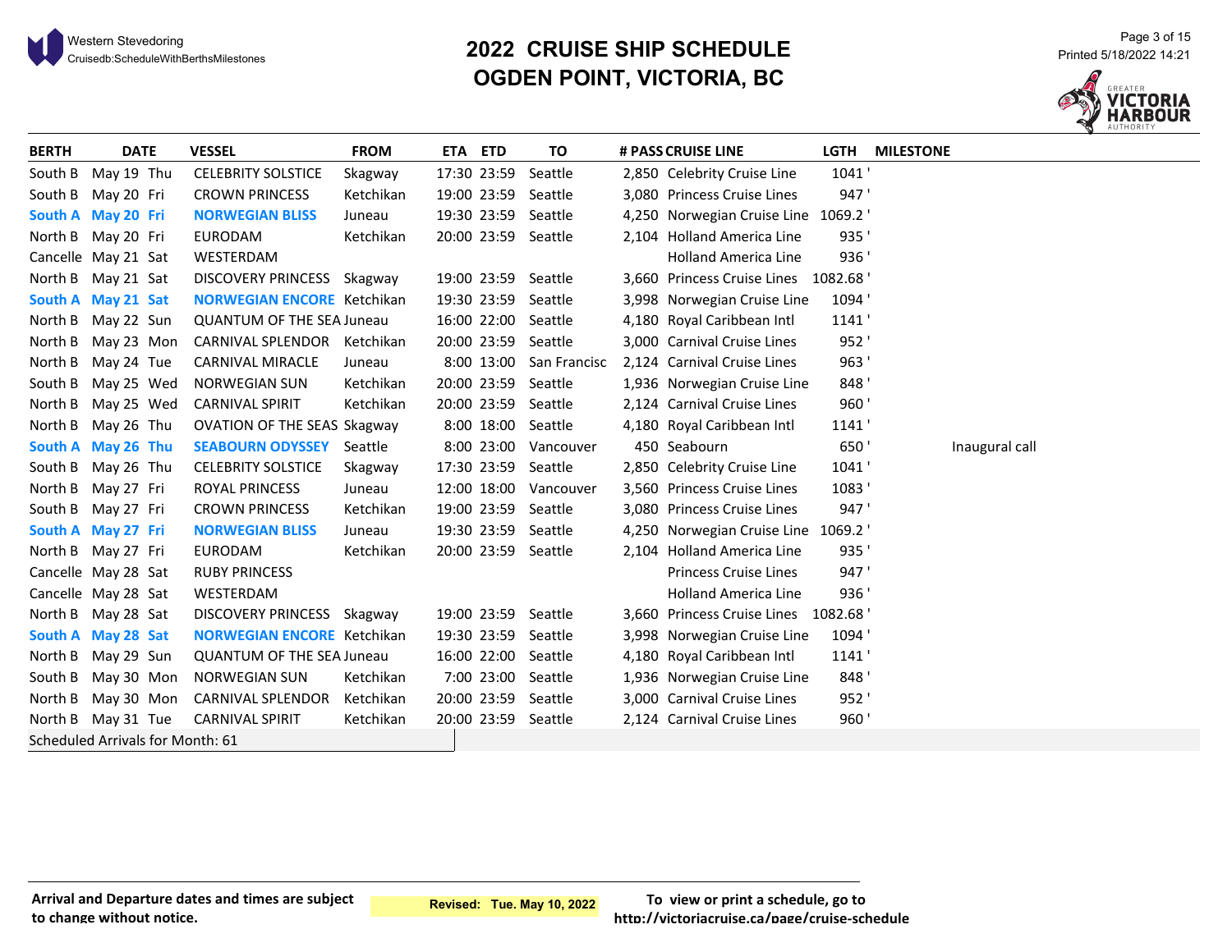# 2022 CRUISE SHIP SCHEDULE
# OGDEN POINT, VICTORIA, BC

Western Stevedoring
Cruisedb:ScheduleWithBerthsMilestones

Printed 5/18/2022 14:21

| BERTH | DATE | | VESSEL | FROM | ETA | ETD | TO | # PASS | CRUISE LINE | LGTH | MILESTONE |
|---|---|---|---|---|---|---|---|---|---|---|---|
| South B | May 19 | Thu | CELEBRITY SOLSTICE | Skagway | 17:30 | 23:59 | Seattle | 2,850 | Celebrity Cruise Line | 1041 ' | |
| South B | May 20 | Fri | CROWN PRINCESS | Ketchikan | 19:00 | 23:59 | Seattle | 3,080 | Princess Cruise Lines | 947 ' | |
| **South A** | **May 20** | **Fri** | **NORWEGIAN BLISS** | Juneau | 19:30 | 23:59 | Seattle | 4,250 | Norwegian Cruise Line | 1069.2 ' | |
| North B | May 20 | Fri | EURODAM | Ketchikan | 20:00 | 23:59 | Seattle | 2,104 | Holland America Line | 935 ' | |
| Cancelle | May 21 | Sat | WESTERDAM | | | | | | Holland America Line | 936 ' | |
| North B | May 21 | Sat | DISCOVERY PRINCESS | Skagway | 19:00 | 23:59 | Seattle | 3,660 | Princess Cruise Lines | 1082.68 ' | |
| **South A** | **May 21** | **Sat** | **NORWEGIAN ENCORE** | Ketchikan | 19:30 | 23:59 | Seattle | 3,998 | Norwegian Cruise Line | 1094 ' | |
| North B | May 22 | Sun | QUANTUM OF THE SEA | Juneau | 16:00 | 22:00 | Seattle | 4,180 | Royal Caribbean Intl | 1141 ' | |
| North B | May 23 | Mon | CARNIVAL SPLENDOR | Ketchikan | 20:00 | 23:59 | Seattle | 3,000 | Carnival Cruise Lines | 952 ' | |
| North B | May 24 | Tue | CARNIVAL MIRACLE | Juneau | 8:00 | 13:00 | San Francisc | 2,124 | Carnival Cruise Lines | 963 ' | |
| South B | May 25 | Wed | NORWEGIAN SUN | Ketchikan | 20:00 | 23:59 | Seattle | 1,936 | Norwegian Cruise Line | 848 ' | |
| North B | May 25 | Wed | CARNIVAL SPIRIT | Ketchikan | 20:00 | 23:59 | Seattle | 2,124 | Carnival Cruise Lines | 960 ' | |
| North B | May 26 | Thu | OVATION OF THE SEAS | Skagway | 8:00 | 18:00 | Seattle | 4,180 | Royal Caribbean Intl | 1141 ' | |
| **South A** | **May 26** | **Thu** | **SEABOURN ODYSSEY** | Seattle | 8:00 | 23:00 | Vancouver | 450 | Seabourn | 650 ' | Inaugural call |
| South B | May 26 | Thu | CELEBRITY SOLSTICE | Skagway | 17:30 | 23:59 | Seattle | 2,850 | Celebrity Cruise Line | 1041 ' | |
| North B | May 27 | Fri | ROYAL PRINCESS | Juneau | 12:00 | 18:00 | Vancouver | 3,560 | Princess Cruise Lines | 1083 ' | |
| South B | May 27 | Fri | CROWN PRINCESS | Ketchikan | 19:00 | 23:59 | Seattle | 3,080 | Princess Cruise Lines | 947 ' | |
| **South A** | **May 27** | **Fri** | **NORWEGIAN BLISS** | Juneau | 19:30 | 23:59 | Seattle | 4,250 | Norwegian Cruise Line | 1069.2 ' | |
| North B | May 27 | Fri | EURODAM | Ketchikan | 20:00 | 23:59 | Seattle | 2,104 | Holland America Line | 935 ' | |
| Cancelle | May 28 | Sat | RUBY PRINCESS | | | | | | Princess Cruise Lines | 947 ' | |
| Cancelle | May 28 | Sat | WESTERDAM | | | | | | Holland America Line | 936 ' | |
| North B | May 28 | Sat | DISCOVERY PRINCESS | Skagway | 19:00 | 23:59 | Seattle | 3,660 | Princess Cruise Lines | 1082.68 ' | |
| **South A** | **May 28** | **Sat** | **NORWEGIAN ENCORE** | Ketchikan | 19:30 | 23:59 | Seattle | 3,998 | Norwegian Cruise Line | 1094 ' | |
| North B | May 29 | Sun | QUANTUM OF THE SEA | Juneau | 16:00 | 22:00 | Seattle | 4,180 | Royal Caribbean Intl | 1141 ' | |
| South B | May 30 | Mon | NORWEGIAN SUN | Ketchikan | 7:00 | 23:00 | Seattle | 1,936 | Norwegian Cruise Line | 848 ' | |
| North B | May 30 | Mon | CARNIVAL SPLENDOR | Ketchikan | 20:00 | 23:59 | Seattle | 3,000 | Carnival Cruise Lines | 952 ' | |
| North B | May 31 | Tue | CARNIVAL SPIRIT | Ketchikan | 20:00 | 23:59 | Seattle | 2,124 | Carnival Cruise Lines | 960 ' | |

Scheduled Arrivals for Month: 61

**Arrival and Departure dates and times are subject to change without notice.**

**Revised: Tue. May 10, 2022**

**To view or print a schedule, go to http://victoriacruise.ca/page/cruise-schedule**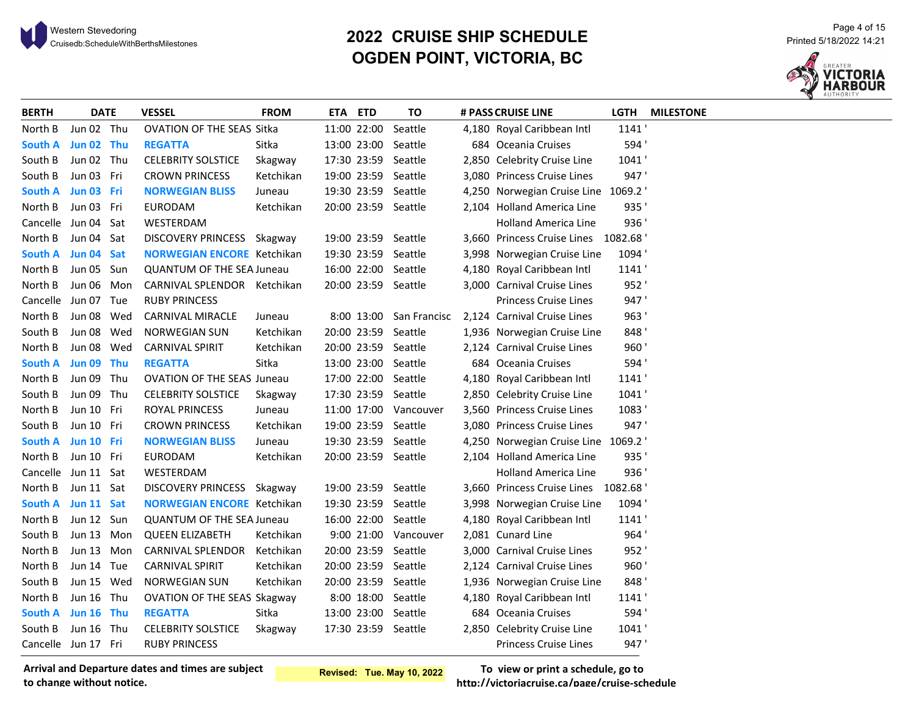# 2022 CRUISE SHIP SCHEDULE
# OGDEN POINT, VICTORIA, BC

| BERTH | DATE | | VESSEL | FROM | ETA | ETD | TO | # PASS | CRUISE LINE | LGTH | MILESTONE |
|---|---|---|---|---|---|---|---|---|---|---|---|
| North B | Jun 02 | Thu | OVATION OF THE SEAS | Sitka | 11:00 | 22:00 | Seattle | 4,180 | Royal Caribbean Intl | 1141 ' | |
| **South A** | **Jun 02** | **Thu** | **REGATTA** | Sitka | 13:00 | 23:00 | Seattle | 684 | Oceania Cruises | 594 ' | |
| South B | Jun 02 | Thu | CELEBRITY SOLSTICE | Skagway | 17:30 | 23:59 | Seattle | 2,850 | Celebrity Cruise Line | 1041 ' | |
| South B | Jun 03 | Fri | CROWN PRINCESS | Ketchikan | 19:00 | 23:59 | Seattle | 3,080 | Princess Cruise Lines | 947 ' | |
| **South A** | **Jun 03** | **Fri** | **NORWEGIAN BLISS** | Juneau | 19:30 | 23:59 | Seattle | 4,250 | Norwegian Cruise Line | 1069.2 ' | |
| North B | Jun 03 | Fri | EURODAM | Ketchikan | 20:00 | 23:59 | Seattle | 2,104 | Holland America Line | 935 ' | |
| Cancelle | Jun 04 | Sat | WESTERDAM | | | | | | Holland America Line | 936 ' | |
| North B | Jun 04 | Sat | DISCOVERY PRINCESS | Skagway | 19:00 | 23:59 | Seattle | 3,660 | Princess Cruise Lines | 1082.68 ' | |
| **South A** | **Jun 04** | **Sat** | **NORWEGIAN ENCORE** | Ketchikan | 19:30 | 23:59 | Seattle | 3,998 | Norwegian Cruise Line | 1094 ' | |
| North B | Jun 05 | Sun | QUANTUM OF THE SEA | Juneau | 16:00 | 22:00 | Seattle | 4,180 | Royal Caribbean Intl | 1141 ' | |
| North B | Jun 06 | Mon | CARNIVAL SPLENDOR | Ketchikan | 20:00 | 23:59 | Seattle | 3,000 | Carnival Cruise Lines | 952 ' | |
| Cancelle | Jun 07 | Tue | RUBY PRINCESS | | | | | | Princess Cruise Lines | 947 ' | |
| North B | Jun 08 | Wed | CARNIVAL MIRACLE | Juneau | 8:00 | 13:00 | San Francisc | 2,124 | Carnival Cruise Lines | 963 ' | |
| South B | Jun 08 | Wed | NORWEGIAN SUN | Ketchikan | 20:00 | 23:59 | Seattle | 1,936 | Norwegian Cruise Line | 848 ' | |
| North B | Jun 08 | Wed | CARNIVAL SPIRIT | Ketchikan | 20:00 | 23:59 | Seattle | 2,124 | Carnival Cruise Lines | 960 ' | |
| **South A** | **Jun 09** | **Thu** | **REGATTA** | Sitka | 13:00 | 23:00 | Seattle | 684 | Oceania Cruises | 594 ' | |
| North B | Jun 09 | Thu | OVATION OF THE SEAS | Juneau | 17:00 | 22:00 | Seattle | 4,180 | Royal Caribbean Intl | 1141 ' | |
| South B | Jun 09 | Thu | CELEBRITY SOLSTICE | Skagway | 17:30 | 23:59 | Seattle | 2,850 | Celebrity Cruise Line | 1041 ' | |
| North B | Jun 10 | Fri | ROYAL PRINCESS | Juneau | 11:00 | 17:00 | Vancouver | 3,560 | Princess Cruise Lines | 1083 ' | |
| South B | Jun 10 | Fri | CROWN PRINCESS | Ketchikan | 19:00 | 23:59 | Seattle | 3,080 | Princess Cruise Lines | 947 ' | |
| **South A** | **Jun 10** | **Fri** | **NORWEGIAN BLISS** | Juneau | 19:30 | 23:59 | Seattle | 4,250 | Norwegian Cruise Line | 1069.2 ' | |
| North B | Jun 10 | Fri | EURODAM | Ketchikan | 20:00 | 23:59 | Seattle | 2,104 | Holland America Line | 935 ' | |
| Cancelle | Jun 11 | Sat | WESTERDAM | | | | | | Holland America Line | 936 ' | |
| North B | Jun 11 | Sat | DISCOVERY PRINCESS | Skagway | 19:00 | 23:59 | Seattle | 3,660 | Princess Cruise Lines | 1082.68 ' | |
| **South A** | **Jun 11** | **Sat** | **NORWEGIAN ENCORE** | Ketchikan | 19:30 | 23:59 | Seattle | 3,998 | Norwegian Cruise Line | 1094 ' | |
| North B | Jun 12 | Sun | QUANTUM OF THE SEA | Juneau | 16:00 | 22:00 | Seattle | 4,180 | Royal Caribbean Intl | 1141 ' | |
| South B | Jun 13 | Mon | QUEEN ELIZABETH | Ketchikan | 9:00 | 21:00 | Vancouver | 2,081 | Cunard Line | 964 ' | |
| North B | Jun 13 | Mon | CARNIVAL SPLENDOR | Ketchikan | 20:00 | 23:59 | Seattle | 3,000 | Carnival Cruise Lines | 952 ' | |
| North B | Jun 14 | Tue | CARNIVAL SPIRIT | Ketchikan | 20:00 | 23:59 | Seattle | 2,124 | Carnival Cruise Lines | 960 ' | |
| South B | Jun 15 | Wed | NORWEGIAN SUN | Ketchikan | 20:00 | 23:59 | Seattle | 1,936 | Norwegian Cruise Line | 848 ' | |
| North B | Jun 16 | Thu | OVATION OF THE SEAS | Skagway | 8:00 | 18:00 | Seattle | 4,180 | Royal Caribbean Intl | 1141 ' | |
| **South A** | **Jun 16** | **Thu** | **REGATTA** | Sitka | 13:00 | 23:00 | Seattle | 684 | Oceania Cruises | 594 ' | |
| South B | Jun 16 | Thu | CELEBRITY SOLSTICE | Skagway | 17:30 | 23:59 | Seattle | 2,850 | Celebrity Cruise Line | 1041 ' | |
| Cancelle | Jun 17 | Fri | RUBY PRINCESS | | | | | | Princess Cruise Lines | 947 ' | |

**Arrival and Departure dates and times are subject to change without notice.**

**Revised: Tue. May 10, 2022**

**To view or print a schedule, go to http://victoriacruise.ca/page/cruise-schedule**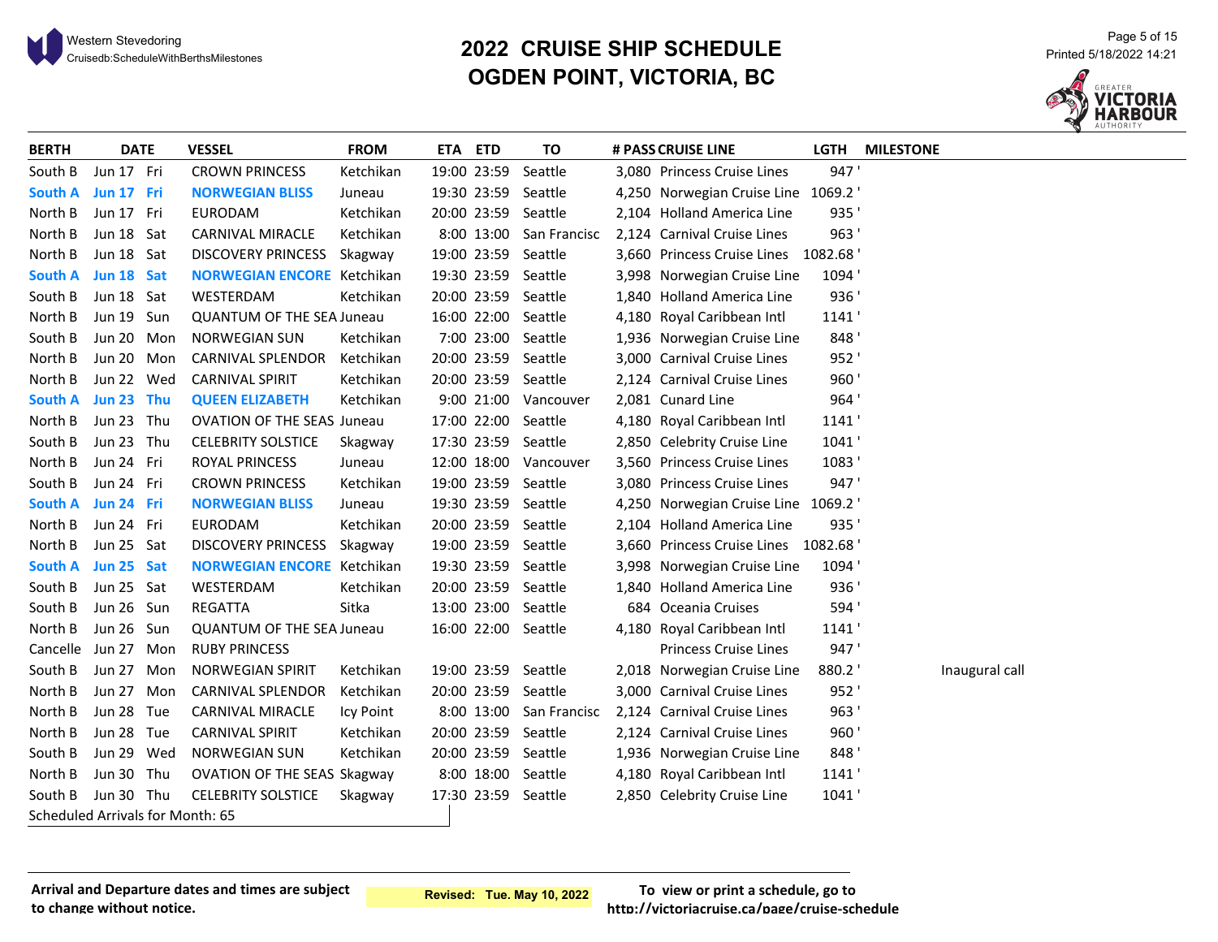# 2022 CRUISE SHIP SCHEDULE
# OGDEN POINT, VICTORIA, BC

Western Stevedoring
Cruisedb:ScheduleWithBerthsMilestones

Printed 5/18/2022 14:21

| BERTH | DATE | | VESSEL | FROM | ETA | ETD | TO | # PASS | CRUISE LINE | LGTH | MILESTONE |
|---|---|---|---|---|---|---|---|---|---|---|---|
| South B | Jun 17 | Fri | CROWN PRINCESS | Ketchikan | 19:00 | 23:59 | Seattle | 3,080 | Princess Cruise Lines | 947 ' | |
| **South A** | **Jun 17** | **Fri** | **NORWEGIAN BLISS** | Juneau | 19:30 | 23:59 | Seattle | 4,250 | Norwegian Cruise Line | 1069.2 ' | |
| North B | Jun 17 | Fri | EURODAM | Ketchikan | 20:00 | 23:59 | Seattle | 2,104 | Holland America Line | 935 ' | |
| North B | Jun 18 | Sat | CARNIVAL MIRACLE | Ketchikan | 8:00 | 13:00 | San Francisc | 2,124 | Carnival Cruise Lines | 963 ' | |
| North B | Jun 18 | Sat | DISCOVERY PRINCESS | Skagway | 19:00 | 23:59 | Seattle | 3,660 | Princess Cruise Lines | 1082.68 ' | |
| **South A** | **Jun 18** | **Sat** | **NORWEGIAN ENCORE** | Ketchikan | 19:30 | 23:59 | Seattle | 3,998 | Norwegian Cruise Line | 1094 ' | |
| South B | Jun 18 | Sat | WESTERDAM | Ketchikan | 20:00 | 23:59 | Seattle | 1,840 | Holland America Line | 936 ' | |
| North B | Jun 19 | Sun | QUANTUM OF THE SEA | Juneau | 16:00 | 22:00 | Seattle | 4,180 | Royal Caribbean Intl | 1141 ' | |
| South B | Jun 20 | Mon | NORWEGIAN SUN | Ketchikan | 7:00 | 23:00 | Seattle | 1,936 | Norwegian Cruise Line | 848 ' | |
| North B | Jun 20 | Mon | CARNIVAL SPLENDOR | Ketchikan | 20:00 | 23:59 | Seattle | 3,000 | Carnival Cruise Lines | 952 ' | |
| North B | Jun 22 | Wed | CARNIVAL SPIRIT | Ketchikan | 20:00 | 23:59 | Seattle | 2,124 | Carnival Cruise Lines | 960 ' | |
| **South A** | **Jun 23** | **Thu** | **QUEEN ELIZABETH** | Ketchikan | 9:00 | 21:00 | Vancouver | 2,081 | Cunard Line | 964 ' | |
| North B | Jun 23 | Thu | OVATION OF THE SEAS | Juneau | 17:00 | 22:00 | Seattle | 4,180 | Royal Caribbean Intl | 1141 ' | |
| South B | Jun 23 | Thu | CELEBRITY SOLSTICE | Skagway | 17:30 | 23:59 | Seattle | 2,850 | Celebrity Cruise Line | 1041 ' | |
| North B | Jun 24 | Fri | ROYAL PRINCESS | Juneau | 12:00 | 18:00 | Vancouver | 3,560 | Princess Cruise Lines | 1083 ' | |
| South B | Jun 24 | Fri | CROWN PRINCESS | Ketchikan | 19:00 | 23:59 | Seattle | 3,080 | Princess Cruise Lines | 947 ' | |
| **South A** | **Jun 24** | **Fri** | **NORWEGIAN BLISS** | Juneau | 19:30 | 23:59 | Seattle | 4,250 | Norwegian Cruise Line | 1069.2 ' | |
| North B | Jun 24 | Fri | EURODAM | Ketchikan | 20:00 | 23:59 | Seattle | 2,104 | Holland America Line | 935 ' | |
| North B | Jun 25 | Sat | DISCOVERY PRINCESS | Skagway | 19:00 | 23:59 | Seattle | 3,660 | Princess Cruise Lines | 1082.68 ' | |
| **South A** | **Jun 25** | **Sat** | **NORWEGIAN ENCORE** | Ketchikan | 19:30 | 23:59 | Seattle | 3,998 | Norwegian Cruise Line | 1094 ' | |
| South B | Jun 25 | Sat | WESTERDAM | Ketchikan | 20:00 | 23:59 | Seattle | 1,840 | Holland America Line | 936 ' | |
| South B | Jun 26 | Sun | REGATTA | Sitka | 13:00 | 23:00 | Seattle | 684 | Oceania Cruises | 594 ' | |
| North B | Jun 26 | Sun | QUANTUM OF THE SEA | Juneau | 16:00 | 22:00 | Seattle | 4,180 | Royal Caribbean Intl | 1141 ' | |
| Cancelle | Jun 27 | Mon | RUBY PRINCESS | | | | | | Princess Cruise Lines | 947 ' | |
| South B | Jun 27 | Mon | NORWEGIAN SPIRIT | Ketchikan | 19:00 | 23:59 | Seattle | 2,018 | Norwegian Cruise Line | 880.2 ' | Inaugural call |
| North B | Jun 27 | Mon | CARNIVAL SPLENDOR | Ketchikan | 20:00 | 23:59 | Seattle | 3,000 | Carnival Cruise Lines | 952 ' | |
| North B | Jun 28 | Tue | CARNIVAL MIRACLE | Icy Point | 8:00 | 13:00 | San Francisc | 2,124 | Carnival Cruise Lines | 963 ' | |
| North B | Jun 28 | Tue | CARNIVAL SPIRIT | Ketchikan | 20:00 | 23:59 | Seattle | 2,124 | Carnival Cruise Lines | 960 ' | |
| South B | Jun 29 | Wed | NORWEGIAN SUN | Ketchikan | 20:00 | 23:59 | Seattle | 1,936 | Norwegian Cruise Line | 848 ' | |
| North B | Jun 30 | Thu | OVATION OF THE SEAS | Skagway | 8:00 | 18:00 | Seattle | 4,180 | Royal Caribbean Intl | 1141 ' | |
| South B | Jun 30 | Thu | CELEBRITY SOLSTICE | Skagway | 17:30 | 23:59 | Seattle | 2,850 | Celebrity Cruise Line | 1041 ' | |

Scheduled Arrivals for Month: 65

**Arrival and Departure dates and times are subject to change without notice.**

**Revised: Tue. May 10, 2022**

**To view or print a schedule, go to http://victoriacruise.ca/page/cruise-schedule**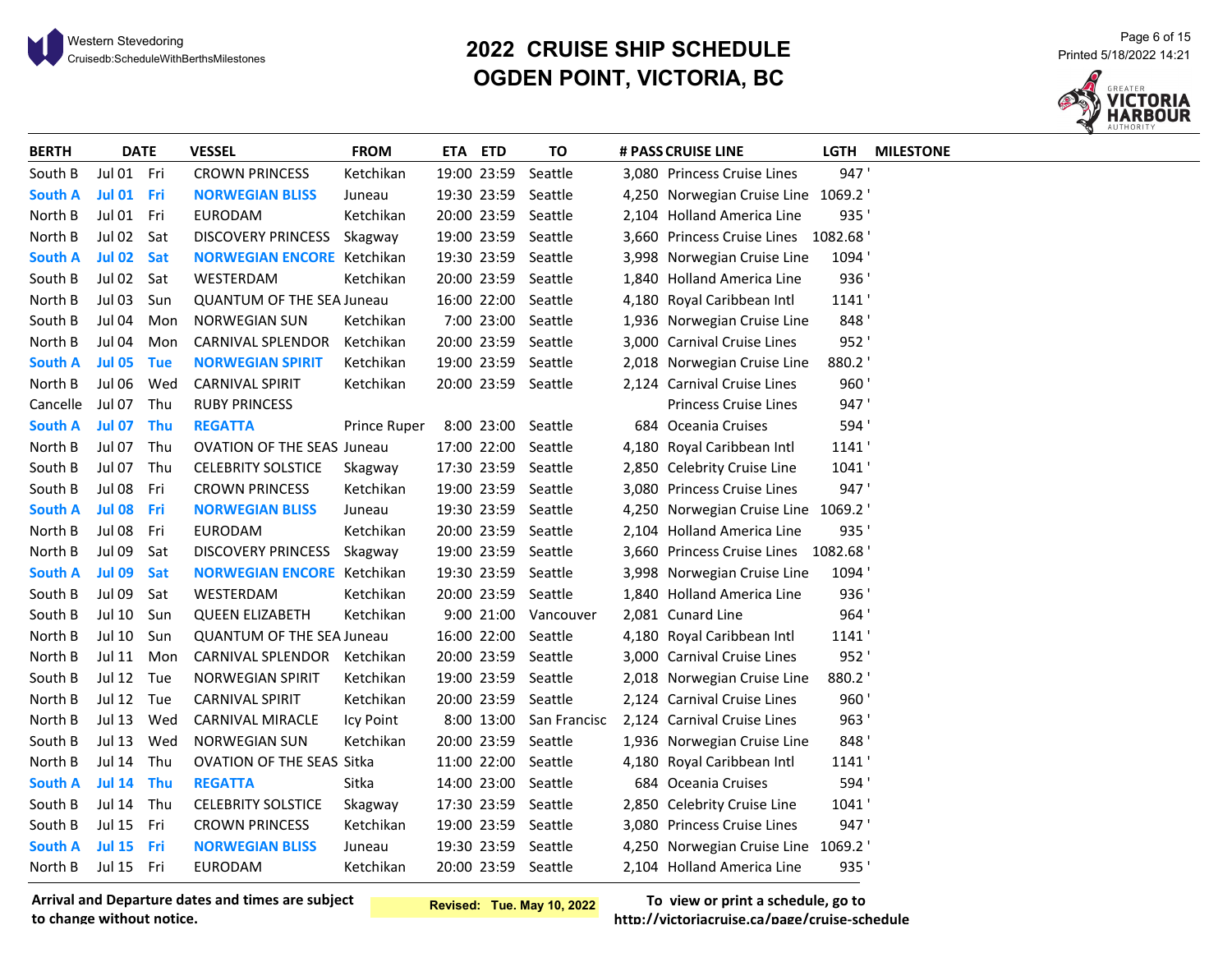# 2022 CRUISE SHIP SCHEDULE
# OGDEN POINT, VICTORIA, BC

| BERTH | DATE | | VESSEL | FROM | ETA | ETD | TO | # PASS | CRUISE LINE | LGTH | MILESTONE |
|---|---|---|---|---|---|---|---|---|---|---|---|
| South B | Jul 01 | Fri | CROWN PRINCESS | Ketchikan | 19:00 | 23:59 | Seattle | 3,080 | Princess Cruise Lines | 947 ' | |
| **South A** | **Jul 01** | **Fri** | **NORWEGIAN BLISS** | Juneau | 19:30 | 23:59 | Seattle | 4,250 | Norwegian Cruise Line | 1069.2 ' | |
| North B | Jul 01 | Fri | EURODAM | Ketchikan | 20:00 | 23:59 | Seattle | 2,104 | Holland America Line | 935 ' | |
| North B | Jul 02 | Sat | DISCOVERY PRINCESS | Skagway | 19:00 | 23:59 | Seattle | 3,660 | Princess Cruise Lines | 1082.68 ' | |
| **South A** | **Jul 02** | **Sat** | **NORWEGIAN ENCORE** | Ketchikan | 19:30 | 23:59 | Seattle | 3,998 | Norwegian Cruise Line | 1094 ' | |
| South B | Jul 02 | Sat | WESTERDAM | Ketchikan | 20:00 | 23:59 | Seattle | 1,840 | Holland America Line | 936 ' | |
| North B | Jul 03 | Sun | QUANTUM OF THE SEA | Juneau | 16:00 | 22:00 | Seattle | 4,180 | Royal Caribbean Intl | 1141 ' | |
| South B | Jul 04 | Mon | NORWEGIAN SUN | Ketchikan | 7:00 | 23:00 | Seattle | 1,936 | Norwegian Cruise Line | 848 ' | |
| North B | Jul 04 | Mon | CARNIVAL SPLENDOR | Ketchikan | 20:00 | 23:59 | Seattle | 3,000 | Carnival Cruise Lines | 952 ' | |
| **South A** | **Jul 05** | **Tue** | **NORWEGIAN SPIRIT** | Ketchikan | 19:00 | 23:59 | Seattle | 2,018 | Norwegian Cruise Line | 880.2 ' | |
| North B | Jul 06 | Wed | CARNIVAL SPIRIT | Ketchikan | 20:00 | 23:59 | Seattle | 2,124 | Carnival Cruise Lines | 960 ' | |
| Cancelle | Jul 07 | Thu | RUBY PRINCESS | | | | | | Princess Cruise Lines | 947 ' | |
| **South A** | **Jul 07** | **Thu** | **REGATTA** | Prince Ruper | 8:00 | 23:00 | Seattle | 684 | Oceania Cruises | 594 ' | |
| North B | Jul 07 | Thu | OVATION OF THE SEAS | Juneau | 17:00 | 22:00 | Seattle | 4,180 | Royal Caribbean Intl | 1141 ' | |
| South B | Jul 07 | Thu | CELEBRITY SOLSTICE | Skagway | 17:30 | 23:59 | Seattle | 2,850 | Celebrity Cruise Line | 1041 ' | |
| South B | Jul 08 | Fri | CROWN PRINCESS | Ketchikan | 19:00 | 23:59 | Seattle | 3,080 | Princess Cruise Lines | 947 ' | |
| **South A** | **Jul 08** | **Fri** | **NORWEGIAN BLISS** | Juneau | 19:30 | 23:59 | Seattle | 4,250 | Norwegian Cruise Line | 1069.2 ' | |
| North B | Jul 08 | Fri | EURODAM | Ketchikan | 20:00 | 23:59 | Seattle | 2,104 | Holland America Line | 935 ' | |
| North B | Jul 09 | Sat | DISCOVERY PRINCESS | Skagway | 19:00 | 23:59 | Seattle | 3,660 | Princess Cruise Lines | 1082.68 ' | |
| **South A** | **Jul 09** | **Sat** | **NORWEGIAN ENCORE** | Ketchikan | 19:30 | 23:59 | Seattle | 3,998 | Norwegian Cruise Line | 1094 ' | |
| South B | Jul 09 | Sat | WESTERDAM | Ketchikan | 20:00 | 23:59 | Seattle | 1,840 | Holland America Line | 936 ' | |
| South B | Jul 10 | Sun | QUEEN ELIZABETH | Ketchikan | 9:00 | 21:00 | Vancouver | 2,081 | Cunard Line | 964 ' | |
| North B | Jul 10 | Sun | QUANTUM OF THE SEA | Juneau | 16:00 | 22:00 | Seattle | 4,180 | Royal Caribbean Intl | 1141 ' | |
| North B | Jul 11 | Mon | CARNIVAL SPLENDOR | Ketchikan | 20:00 | 23:59 | Seattle | 3,000 | Carnival Cruise Lines | 952 ' | |
| South B | Jul 12 | Tue | NORWEGIAN SPIRIT | Ketchikan | 19:00 | 23:59 | Seattle | 2,018 | Norwegian Cruise Line | 880.2 ' | |
| North B | Jul 12 | Tue | CARNIVAL SPIRIT | Ketchikan | 20:00 | 23:59 | Seattle | 2,124 | Carnival Cruise Lines | 960 ' | |
| North B | Jul 13 | Wed | CARNIVAL MIRACLE | Icy Point | 8:00 | 13:00 | San Francisc | 2,124 | Carnival Cruise Lines | 963 ' | |
| South B | Jul 13 | Wed | NORWEGIAN SUN | Ketchikan | 20:00 | 23:59 | Seattle | 1,936 | Norwegian Cruise Line | 848 ' | |
| North B | Jul 14 | Thu | OVATION OF THE SEAS | Sitka | 11:00 | 22:00 | Seattle | 4,180 | Royal Caribbean Intl | 1141 ' | |
| **South A** | **Jul 14** | **Thu** | **REGATTA** | Sitka | 14:00 | 23:00 | Seattle | 684 | Oceania Cruises | 594 ' | |
| South B | Jul 14 | Thu | CELEBRITY SOLSTICE | Skagway | 17:30 | 23:59 | Seattle | 2,850 | Celebrity Cruise Line | 1041 ' | |
| South B | Jul 15 | Fri | CROWN PRINCESS | Ketchikan | 19:00 | 23:59 | Seattle | 3,080 | Princess Cruise Lines | 947 ' | |
| **South A** | **Jul 15** | **Fri** | **NORWEGIAN BLISS** | Juneau | 19:30 | 23:59 | Seattle | 4,250 | Norwegian Cruise Line | 1069.2 ' | |
| North B | Jul 15 | Fri | EURODAM | Ketchikan | 20:00 | 23:59 | Seattle | 2,104 | Holland America Line | 935 ' | |

**Arrival and Departure dates and times are subject to change without notice.**

**Revised: Tue. May 10, 2022**

**To view or print a schedule, go to http://victoriacruise.ca/page/cruise-schedule**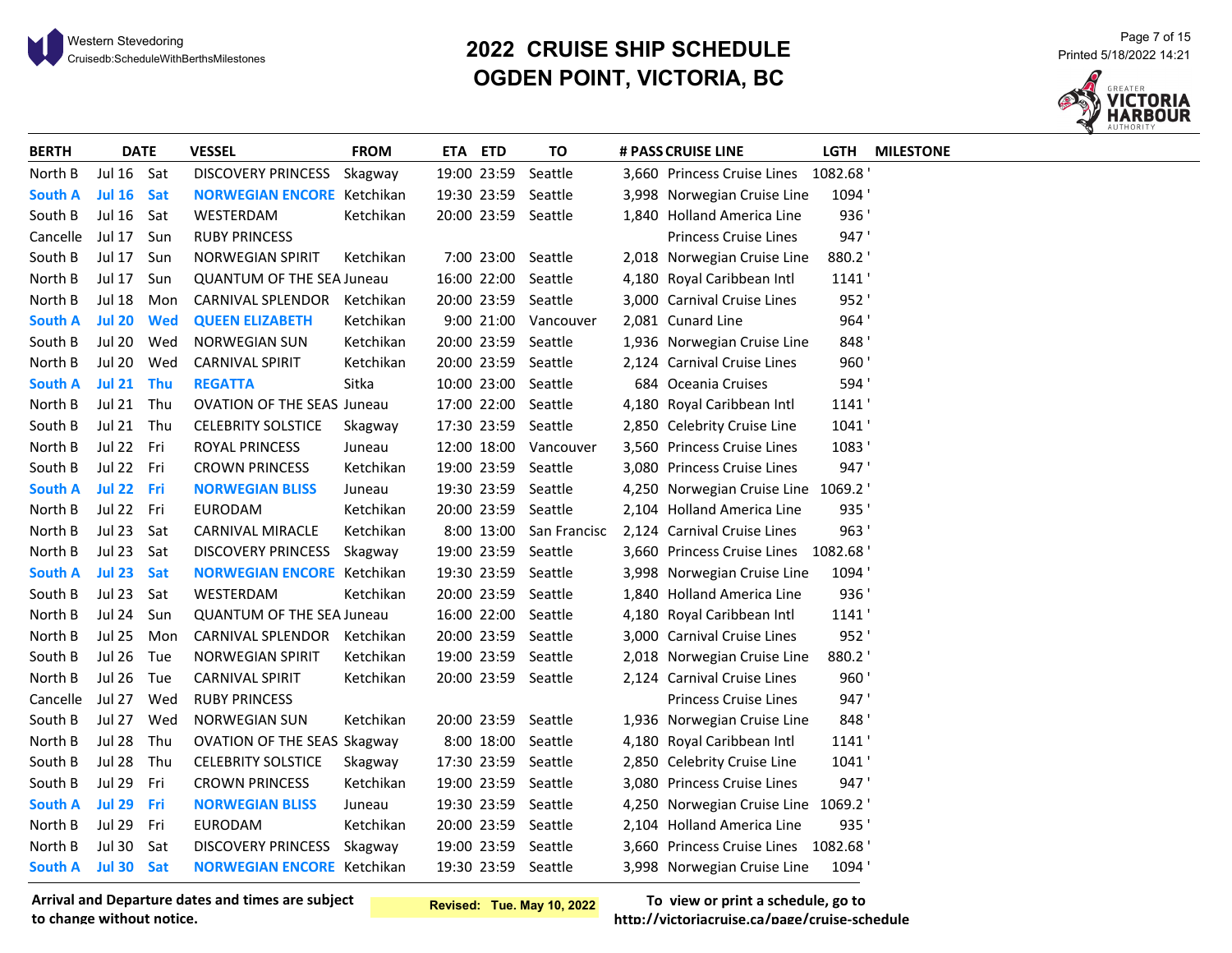# 2022 CRUISE SHIP SCHEDULE
# OGDEN POINT, VICTORIA, BC

Western Stevedoring
Cruisedb:ScheduleWithBerthsMilestones

Printed 5/18/2022 14:21

| BERTH | DATE | | VESSEL | FROM | ETA | ETD | TO | # PASS | CRUISE LINE | LGTH | MILESTONE |
|---|---|---|---|---|---|---|---|---|---|---|---|
| North B | Jul 16 | Sat | DISCOVERY PRINCESS | Skagway | 19:00 | 23:59 | Seattle | 3,660 | Princess Cruise Lines | 1082.68 ' | |
| **South A** | **Jul 16** | **Sat** | **NORWEGIAN ENCORE** | Ketchikan | 19:30 | 23:59 | Seattle | 3,998 | Norwegian Cruise Line | 1094 ' | |
| South B | Jul 16 | Sat | WESTERDAM | Ketchikan | 20:00 | 23:59 | Seattle | 1,840 | Holland America Line | 936 ' | |
| Cancelle | Jul 17 | Sun | RUBY PRINCESS | | | | | | Princess Cruise Lines | 947 ' | |
| South B | Jul 17 | Sun | NORWEGIAN SPIRIT | Ketchikan | 7:00 | 23:00 | Seattle | 2,018 | Norwegian Cruise Line | 880.2 ' | |
| North B | Jul 17 | Sun | QUANTUM OF THE SEA | Juneau | 16:00 | 22:00 | Seattle | 4,180 | Royal Caribbean Intl | 1141 ' | |
| North B | Jul 18 | Mon | CARNIVAL SPLENDOR | Ketchikan | 20:00 | 23:59 | Seattle | 3,000 | Carnival Cruise Lines | 952 ' | |
| **South A** | **Jul 20** | **Wed** | **QUEEN ELIZABETH** | Ketchikan | 9:00 | 21:00 | Vancouver | 2,081 | Cunard Line | 964 ' | |
| South B | Jul 20 | Wed | NORWEGIAN SUN | Ketchikan | 20:00 | 23:59 | Seattle | 1,936 | Norwegian Cruise Line | 848 ' | |
| North B | Jul 20 | Wed | CARNIVAL SPIRIT | Ketchikan | 20:00 | 23:59 | Seattle | 2,124 | Carnival Cruise Lines | 960 ' | |
| **South A** | **Jul 21** | **Thu** | **REGATTA** | Sitka | 10:00 | 23:00 | Seattle | 684 | Oceania Cruises | 594 ' | |
| North B | Jul 21 | Thu | OVATION OF THE SEAS | Juneau | 17:00 | 22:00 | Seattle | 4,180 | Royal Caribbean Intl | 1141 ' | |
| South B | Jul 21 | Thu | CELEBRITY SOLSTICE | Skagway | 17:30 | 23:59 | Seattle | 2,850 | Celebrity Cruise Line | 1041 ' | |
| North B | Jul 22 | Fri | ROYAL PRINCESS | Juneau | 12:00 | 18:00 | Vancouver | 3,560 | Princess Cruise Lines | 1083 ' | |
| South B | Jul 22 | Fri | CROWN PRINCESS | Ketchikan | 19:00 | 23:59 | Seattle | 3,080 | Princess Cruise Lines | 947 ' | |
| **South A** | **Jul 22** | **Fri** | **NORWEGIAN BLISS** | Juneau | 19:30 | 23:59 | Seattle | 4,250 | Norwegian Cruise Line | 1069.2 ' | |
| North B | Jul 22 | Fri | EURODAM | Ketchikan | 20:00 | 23:59 | Seattle | 2,104 | Holland America Line | 935 ' | |
| North B | Jul 23 | Sat | CARNIVAL MIRACLE | Ketchikan | 8:00 | 13:00 | San Francisc | 2,124 | Carnival Cruise Lines | 963 ' | |
| North B | Jul 23 | Sat | DISCOVERY PRINCESS | Skagway | 19:00 | 23:59 | Seattle | 3,660 | Princess Cruise Lines | 1082.68 ' | |
| **South A** | **Jul 23** | **Sat** | **NORWEGIAN ENCORE** | Ketchikan | 19:30 | 23:59 | Seattle | 3,998 | Norwegian Cruise Line | 1094 ' | |
| South B | Jul 23 | Sat | WESTERDAM | Ketchikan | 20:00 | 23:59 | Seattle | 1,840 | Holland America Line | 936 ' | |
| North B | Jul 24 | Sun | QUANTUM OF THE SEA | Juneau | 16:00 | 22:00 | Seattle | 4,180 | Royal Caribbean Intl | 1141 ' | |
| North B | Jul 25 | Mon | CARNIVAL SPLENDOR | Ketchikan | 20:00 | 23:59 | Seattle | 3,000 | Carnival Cruise Lines | 952 ' | |
| South B | Jul 26 | Tue | NORWEGIAN SPIRIT | Ketchikan | 19:00 | 23:59 | Seattle | 2,018 | Norwegian Cruise Line | 880.2 ' | |
| North B | Jul 26 | Tue | CARNIVAL SPIRIT | Ketchikan | 20:00 | 23:59 | Seattle | 2,124 | Carnival Cruise Lines | 960 ' | |
| Cancelle | Jul 27 | Wed | RUBY PRINCESS | | | | | | Princess Cruise Lines | 947 ' | |
| South B | Jul 27 | Wed | NORWEGIAN SUN | Ketchikan | 20:00 | 23:59 | Seattle | 1,936 | Norwegian Cruise Line | 848 ' | |
| North B | Jul 28 | Thu | OVATION OF THE SEAS | Skagway | 8:00 | 18:00 | Seattle | 4,180 | Royal Caribbean Intl | 1141 ' | |
| South B | Jul 28 | Thu | CELEBRITY SOLSTICE | Skagway | 17:30 | 23:59 | Seattle | 2,850 | Celebrity Cruise Line | 1041 ' | |
| South B | Jul 29 | Fri | CROWN PRINCESS | Ketchikan | 19:00 | 23:59 | Seattle | 3,080 | Princess Cruise Lines | 947 ' | |
| **South A** | **Jul 29** | **Fri** | **NORWEGIAN BLISS** | Juneau | 19:30 | 23:59 | Seattle | 4,250 | Norwegian Cruise Line | 1069.2 ' | |
| North B | Jul 29 | Fri | EURODAM | Ketchikan | 20:00 | 23:59 | Seattle | 2,104 | Holland America Line | 935 ' | |
| North B | Jul 30 | Sat | DISCOVERY PRINCESS | Skagway | 19:00 | 23:59 | Seattle | 3,660 | Princess Cruise Lines | 1082.68 ' | |
| **South A** | **Jul 30** | **Sat** | **NORWEGIAN ENCORE** | Ketchikan | 19:30 | 23:59 | Seattle | 3,998 | Norwegian Cruise Line | 1094 ' | |

**Arrival and Departure dates and times are subject to change without notice.**

**Revised: Tue. May 10, 2022**

**To view or print a schedule, go to http://victoriacruise.ca/page/cruise-schedule**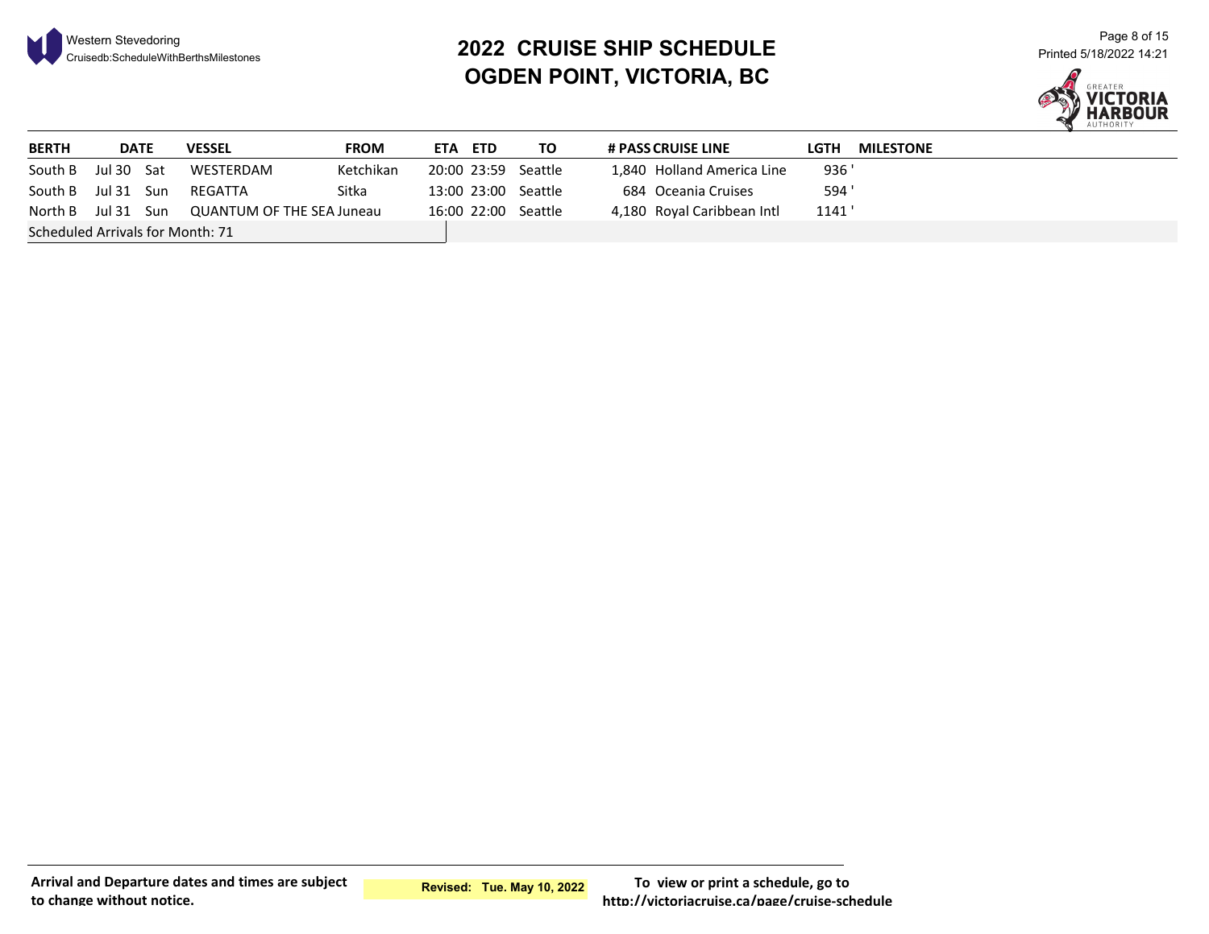# 2022 CRUISE SHIP SCHEDULE
# OGDEN POINT, VICTORIA, BC

| BERTH | DATE | | VESSEL | FROM | ETA | ETD | TO | # PASS | CRUISE LINE | LGTH | MILESTONE |
|---|---|---|---|---|---|---|---|---|---|---|---|
| South B | Jul 30 | Sat | WESTERDAM | Ketchikan | 20:00 | 23:59 | Seattle | 1,840 | Holland America Line | 936 ' | |
| South B | Jul 31 | Sun | REGATTA | Sitka | 13:00 | 23:00 | Seattle | 684 | Oceania Cruises | 594 ' | |
| North B | Jul 31 | Sun | QUANTUM OF THE SEA | Juneau | 16:00 | 22:00 | Seattle | 4,180 | Royal Caribbean Intl | 1141 ' | |

Scheduled Arrivals for Month: 71

**Arrival and Departure dates and times are subject to change without notice.**

**Revised: Tue. May 10, 2022**

**To view or print a schedule, go to http://victoriacruise.ca/page/cruise-schedule**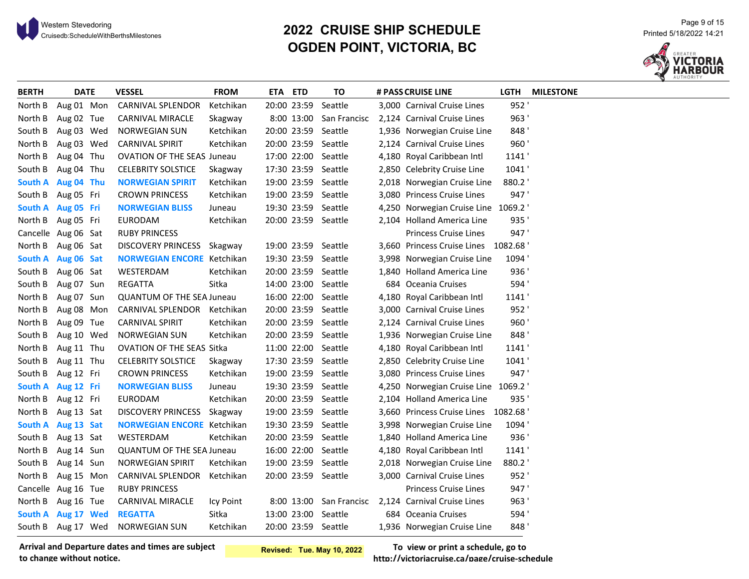# 2022 CRUISE SHIP SCHEDULE
# OGDEN POINT, VICTORIA, BC

Western Stevedoring
Cruisedb:ScheduleWithBerthsMilestones

Printed 5/18/2022 14:21

| BERTH | DATE | | VESSEL | FROM | ETA | ETD | TO | # PASS | CRUISE LINE | LGTH | MILESTONE |
|---|---|---|---|---|---|---|---|---|---|---|---|
| North B | Aug 01 | Mon | CARNIVAL SPLENDOR | Ketchikan | 20:00 | 23:59 | Seattle | 3,000 | Carnival Cruise Lines | 952 ' | |
| North B | Aug 02 | Tue | CARNIVAL MIRACLE | Skagway | 8:00 | 13:00 | San Francisc | 2,124 | Carnival Cruise Lines | 963 ' | |
| South B | Aug 03 | Wed | NORWEGIAN SUN | Ketchikan | 20:00 | 23:59 | Seattle | 1,936 | Norwegian Cruise Line | 848 ' | |
| North B | Aug 03 | Wed | CARNIVAL SPIRIT | Ketchikan | 20:00 | 23:59 | Seattle | 2,124 | Carnival Cruise Lines | 960 ' | |
| North B | Aug 04 | Thu | OVATION OF THE SEAS | Juneau | 17:00 | 22:00 | Seattle | 4,180 | Royal Caribbean Intl | 1141 ' | |
| South B | Aug 04 | Thu | CELEBRITY SOLSTICE | Skagway | 17:30 | 23:59 | Seattle | 2,850 | Celebrity Cruise Line | 1041 ' | |
| **South A** | **Aug 04** | **Thu** | **NORWEGIAN SPIRIT** | Ketchikan | 19:00 | 23:59 | Seattle | 2,018 | Norwegian Cruise Line | 880.2 ' | |
| South B | Aug 05 | Fri | CROWN PRINCESS | Ketchikan | 19:00 | 23:59 | Seattle | 3,080 | Princess Cruise Lines | 947 ' | |
| **South A** | **Aug 05** | **Fri** | **NORWEGIAN BLISS** | Juneau | 19:30 | 23:59 | Seattle | 4,250 | Norwegian Cruise Line | 1069.2 ' | |
| North B | Aug 05 | Fri | EURODAM | Ketchikan | 20:00 | 23:59 | Seattle | 2,104 | Holland America Line | 935 ' | |
| Cancelle | Aug 06 | Sat | RUBY PRINCESS | | | | | | Princess Cruise Lines | 947 ' | |
| North B | Aug 06 | Sat | DISCOVERY PRINCESS | Skagway | 19:00 | 23:59 | Seattle | 3,660 | Princess Cruise Lines | 1082.68 ' | |
| **South A** | **Aug 06** | **Sat** | **NORWEGIAN ENCORE** | Ketchikan | 19:30 | 23:59 | Seattle | 3,998 | Norwegian Cruise Line | 1094 ' | |
| South B | Aug 06 | Sat | WESTERDAM | Ketchikan | 20:00 | 23:59 | Seattle | 1,840 | Holland America Line | 936 ' | |
| South B | Aug 07 | Sun | REGATTA | Sitka | 14:00 | 23:00 | Seattle | 684 | Oceania Cruises | 594 ' | |
| North B | Aug 07 | Sun | QUANTUM OF THE SEA | Juneau | 16:00 | 22:00 | Seattle | 4,180 | Royal Caribbean Intl | 1141 ' | |
| North B | Aug 08 | Mon | CARNIVAL SPLENDOR | Ketchikan | 20:00 | 23:59 | Seattle | 3,000 | Carnival Cruise Lines | 952 ' | |
| North B | Aug 09 | Tue | CARNIVAL SPIRIT | Ketchikan | 20:00 | 23:59 | Seattle | 2,124 | Carnival Cruise Lines | 960 ' | |
| South B | Aug 10 | Wed | NORWEGIAN SUN | Ketchikan | 20:00 | 23:59 | Seattle | 1,936 | Norwegian Cruise Line | 848 ' | |
| North B | Aug 11 | Thu | OVATION OF THE SEAS | Sitka | 11:00 | 22:00 | Seattle | 4,180 | Royal Caribbean Intl | 1141 ' | |
| South B | Aug 11 | Thu | CELEBRITY SOLSTICE | Skagway | 17:30 | 23:59 | Seattle | 2,850 | Celebrity Cruise Line | 1041 ' | |
| South B | Aug 12 | Fri | CROWN PRINCESS | Ketchikan | 19:00 | 23:59 | Seattle | 3,080 | Princess Cruise Lines | 947 ' | |
| **South A** | **Aug 12** | **Fri** | **NORWEGIAN BLISS** | Juneau | 19:30 | 23:59 | Seattle | 4,250 | Norwegian Cruise Line | 1069.2 ' | |
| North B | Aug 12 | Fri | EURODAM | Ketchikan | 20:00 | 23:59 | Seattle | 2,104 | Holland America Line | 935 ' | |
| North B | Aug 13 | Sat | DISCOVERY PRINCESS | Skagway | 19:00 | 23:59 | Seattle | 3,660 | Princess Cruise Lines | 1082.68 ' | |
| **South A** | **Aug 13** | **Sat** | **NORWEGIAN ENCORE** | Ketchikan | 19:30 | 23:59 | Seattle | 3,998 | Norwegian Cruise Line | 1094 ' | |
| South B | Aug 13 | Sat | WESTERDAM | Ketchikan | 20:00 | 23:59 | Seattle | 1,840 | Holland America Line | 936 ' | |
| North B | Aug 14 | Sun | QUANTUM OF THE SEA | Juneau | 16:00 | 22:00 | Seattle | 4,180 | Royal Caribbean Intl | 1141 ' | |
| South B | Aug 14 | Sun | NORWEGIAN SPIRIT | Ketchikan | 19:00 | 23:59 | Seattle | 2,018 | Norwegian Cruise Line | 880.2 ' | |
| North B | Aug 15 | Mon | CARNIVAL SPLENDOR | Ketchikan | 20:00 | 23:59 | Seattle | 3,000 | Carnival Cruise Lines | 952 ' | |
| Cancelle | Aug 16 | Tue | RUBY PRINCESS | | | | | | Princess Cruise Lines | 947 ' | |
| North B | Aug 16 | Tue | CARNIVAL MIRACLE | Icy Point | 8:00 | 13:00 | San Francisc | 2,124 | Carnival Cruise Lines | 963 ' | |
| **South A** | **Aug 17** | **Wed** | **REGATTA** | Sitka | 13:00 | 23:00 | Seattle | 684 | Oceania Cruises | 594 ' | |
| South B | Aug 17 | Wed | NORWEGIAN SUN | Ketchikan | 20:00 | 23:59 | Seattle | 1,936 | Norwegian Cruise Line | 848 ' | |

**Arrival and Departure dates and times are subject to change without notice.**

**Revised: Tue. May 10, 2022**

**To view or print a schedule, go to http://victoriacruise.ca/page/cruise-schedule**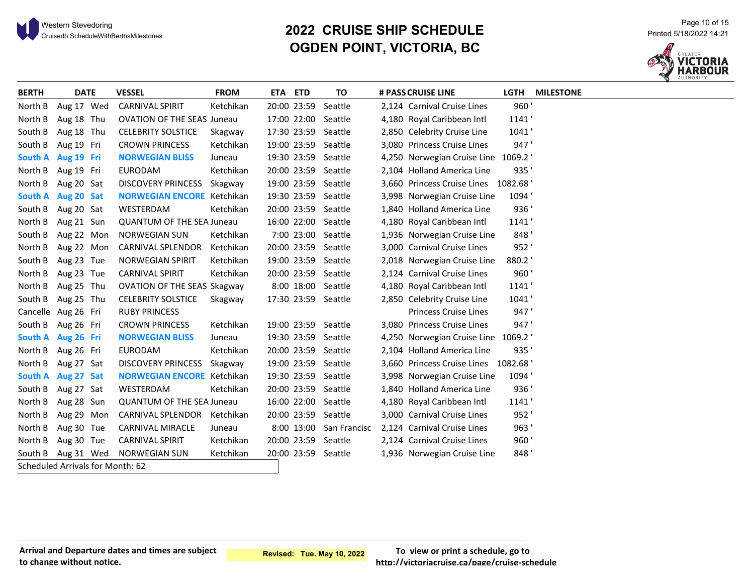# 2022 CRUISE SHIP SCHEDULE
# OGDEN POINT, VICTORIA, BC

Western Stevedoring
Cruisedb:ScheduleWithBerthsMilestones

Printed 5/18/2022 14:21

| BERTH | DATE | | VESSEL | FROM | ETA | ETD | TO | # PASS | CRUISE LINE | LGTH | MILESTONE |
|---|---|---|---|---|---|---|---|---|---|---|---|
| North B | Aug 17 | Wed | CARNIVAL SPIRIT | Ketchikan | 20:00 | 23:59 | Seattle | 2,124 | Carnival Cruise Lines | 960 ' | |
| North B | Aug 18 | Thu | OVATION OF THE SEAS | Juneau | 17:00 | 22:00 | Seattle | 4,180 | Royal Caribbean Intl | 1141 ' | |
| South B | Aug 18 | Thu | CELEBRITY SOLSTICE | Skagway | 17:30 | 23:59 | Seattle | 2,850 | Celebrity Cruise Line | 1041 ' | |
| South B | Aug 19 | Fri | CROWN PRINCESS | Ketchikan | 19:00 | 23:59 | Seattle | 3,080 | Princess Cruise Lines | 947 ' | |
| **South A** | **Aug 19** | **Fri** | **NORWEGIAN BLISS** | Juneau | 19:30 | 23:59 | Seattle | 4,250 | Norwegian Cruise Line | 1069.2 ' | |
| North B | Aug 19 | Fri | EURODAM | Ketchikan | 20:00 | 23:59 | Seattle | 2,104 | Holland America Line | 935 ' | |
| North B | Aug 20 | Sat | DISCOVERY PRINCESS | Skagway | 19:00 | 23:59 | Seattle | 3,660 | Princess Cruise Lines | 1082.68 ' | |
| **South A** | **Aug 20** | **Sat** | **NORWEGIAN ENCORE** | Ketchikan | 19:30 | 23:59 | Seattle | 3,998 | Norwegian Cruise Line | 1094 ' | |
| South B | Aug 20 | Sat | WESTERDAM | Ketchikan | 20:00 | 23:59 | Seattle | 1,840 | Holland America Line | 936 ' | |
| North B | Aug 21 | Sun | QUANTUM OF THE SEA | Juneau | 16:00 | 22:00 | Seattle | 4,180 | Royal Caribbean Intl | 1141 ' | |
| South B | Aug 22 | Mon | NORWEGIAN SUN | Ketchikan | 7:00 | 23:00 | Seattle | 1,936 | Norwegian Cruise Line | 848 ' | |
| North B | Aug 22 | Mon | CARNIVAL SPLENDOR | Ketchikan | 20:00 | 23:59 | Seattle | 3,000 | Carnival Cruise Lines | 952 ' | |
| South B | Aug 23 | Tue | NORWEGIAN SPIRIT | Ketchikan | 19:00 | 23:59 | Seattle | 2,018 | Norwegian Cruise Line | 880.2 ' | |
| North B | Aug 23 | Tue | CARNIVAL SPIRIT | Ketchikan | 20:00 | 23:59 | Seattle | 2,124 | Carnival Cruise Lines | 960 ' | |
| North B | Aug 25 | Thu | OVATION OF THE SEAS | Skagway | 8:00 | 18:00 | Seattle | 4,180 | Royal Caribbean Intl | 1141 ' | |
| South B | Aug 25 | Thu | CELEBRITY SOLSTICE | Skagway | 17:30 | 23:59 | Seattle | 2,850 | Celebrity Cruise Line | 1041 ' | |
| Cancelle | Aug 26 | Fri | RUBY PRINCESS | | | | | | Princess Cruise Lines | 947 ' | |
| South B | Aug 26 | Fri | CROWN PRINCESS | Ketchikan | 19:00 | 23:59 | Seattle | 3,080 | Princess Cruise Lines | 947 ' | |
| **South A** | **Aug 26** | **Fri** | **NORWEGIAN BLISS** | Juneau | 19:30 | 23:59 | Seattle | 4,250 | Norwegian Cruise Line | 1069.2 ' | |
| North B | Aug 26 | Fri | EURODAM | Ketchikan | 20:00 | 23:59 | Seattle | 2,104 | Holland America Line | 935 ' | |
| North B | Aug 27 | Sat | DISCOVERY PRINCESS | Skagway | 19:00 | 23:59 | Seattle | 3,660 | Princess Cruise Lines | 1082.68 ' | |
| **South A** | **Aug 27** | **Sat** | **NORWEGIAN ENCORE** | Ketchikan | 19:30 | 23:59 | Seattle | 3,998 | Norwegian Cruise Line | 1094 ' | |
| South B | Aug 27 | Sat | WESTERDAM | Ketchikan | 20:00 | 23:59 | Seattle | 1,840 | Holland America Line | 936 ' | |
| North B | Aug 28 | Sun | QUANTUM OF THE SEA | Juneau | 16:00 | 22:00 | Seattle | 4,180 | Royal Caribbean Intl | 1141 ' | |
| North B | Aug 29 | Mon | CARNIVAL SPLENDOR | Ketchikan | 20:00 | 23:59 | Seattle | 3,000 | Carnival Cruise Lines | 952 ' | |
| North B | Aug 30 | Tue | CARNIVAL MIRACLE | Juneau | 8:00 | 13:00 | San Francisc | 2,124 | Carnival Cruise Lines | 963 ' | |
| North B | Aug 30 | Tue | CARNIVAL SPIRIT | Ketchikan | 20:00 | 23:59 | Seattle | 2,124 | Carnival Cruise Lines | 960 ' | |
| South B | Aug 31 | Wed | NORWEGIAN SUN | Ketchikan | 20:00 | 23:59 | Seattle | 1,936 | Norwegian Cruise Line | 848 ' | |

Scheduled Arrivals for Month: 62

**Arrival and Departure dates and times are subject to change without notice.**

**Revised: Tue. May 10, 2022**

**To view or print a schedule, go to http://victoriacruise.ca/page/cruise-schedule**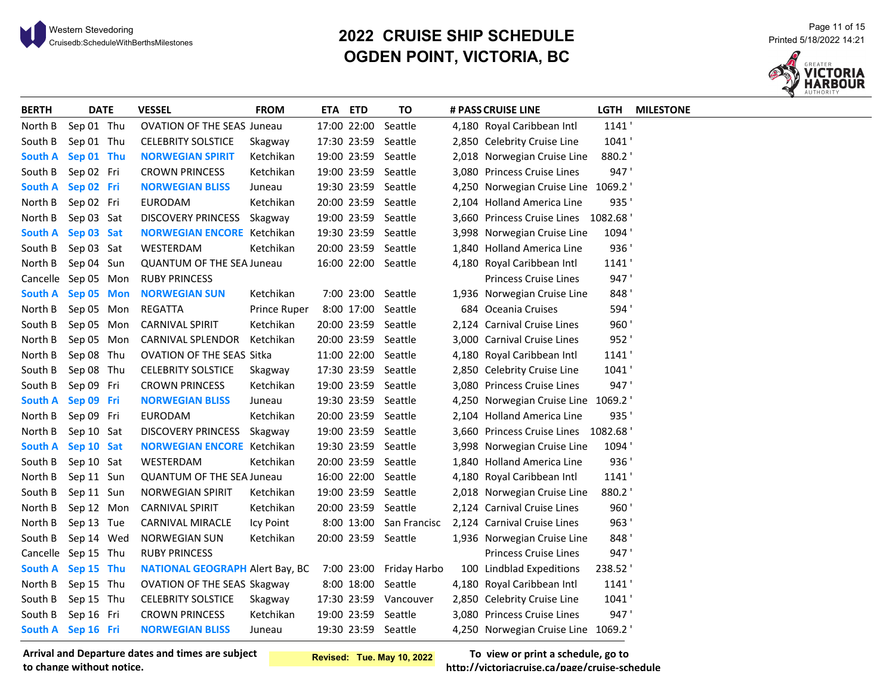Western Stevedoring
Cruisedb:ScheduleWithBerthsMilestones

# 2022 CRUISE SHIP SCHEDULE
# OGDEN POINT, VICTORIA, BC

Printed 5/18/2022 14:21

GREATER VICTORIA HARBOUR AUTHORITY

| BERTH | DATE | | VESSEL | FROM | ETA | ETD | TO | # PASS | CRUISE LINE | LGTH | MILESTONE |
|---|---|---|---|---|---|---|---|---|---|---|---|
| North B | Sep 01 | Thu | OVATION OF THE SEAS | Juneau | 17:00 | 22:00 | Seattle | 4,180 | Royal Caribbean Intl | 1141 ' | |
| South B | Sep 01 | Thu | CELEBRITY SOLSTICE | Skagway | 17:30 | 23:59 | Seattle | 2,850 | Celebrity Cruise Line | 1041 ' | |
| **South A** | **Sep 01** | **Thu** | **NORWEGIAN SPIRIT** | Ketchikan | 19:00 | 23:59 | Seattle | 2,018 | Norwegian Cruise Line | 880.2 ' | |
| South B | Sep 02 | Fri | CROWN PRINCESS | Ketchikan | 19:00 | 23:59 | Seattle | 3,080 | Princess Cruise Lines | 947 ' | |
| **South A** | **Sep 02** | **Fri** | **NORWEGIAN BLISS** | Juneau | 19:30 | 23:59 | Seattle | 4,250 | Norwegian Cruise Line | 1069.2 ' | |
| North B | Sep 02 | Fri | EURODAM | Ketchikan | 20:00 | 23:59 | Seattle | 2,104 | Holland America Line | 935 ' | |
| North B | Sep 03 | Sat | DISCOVERY PRINCESS | Skagway | 19:00 | 23:59 | Seattle | 3,660 | Princess Cruise Lines | 1082.68 ' | |
| **South A** | **Sep 03** | **Sat** | **NORWEGIAN ENCORE** | Ketchikan | 19:30 | 23:59 | Seattle | 3,998 | Norwegian Cruise Line | 1094 ' | |
| South B | Sep 03 | Sat | WESTERDAM | Ketchikan | 20:00 | 23:59 | Seattle | 1,840 | Holland America Line | 936 ' | |
| North B | Sep 04 | Sun | QUANTUM OF THE SEA | Juneau | 16:00 | 22:00 | Seattle | 4,180 | Royal Caribbean Intl | 1141 ' | |
| Cancelle | Sep 05 | Mon | RUBY PRINCESS | | | | | | Princess Cruise Lines | 947 ' | |
| **South A** | **Sep 05** | **Mon** | **NORWEGIAN SUN** | Ketchikan | 7:00 | 23:00 | Seattle | 1,936 | Norwegian Cruise Line | 848 ' | |
| North B | Sep 05 | Mon | REGATTA | Prince Ruper | 8:00 | 17:00 | Seattle | 684 | Oceania Cruises | 594 ' | |
| South B | Sep 05 | Mon | CARNIVAL SPIRIT | Ketchikan | 20:00 | 23:59 | Seattle | 2,124 | Carnival Cruise Lines | 960 ' | |
| North B | Sep 05 | Mon | CARNIVAL SPLENDOR | Ketchikan | 20:00 | 23:59 | Seattle | 3,000 | Carnival Cruise Lines | 952 ' | |
| North B | Sep 08 | Thu | OVATION OF THE SEAS | Sitka | 11:00 | 22:00 | Seattle | 4,180 | Royal Caribbean Intl | 1141 ' | |
| South B | Sep 08 | Thu | CELEBRITY SOLSTICE | Skagway | 17:30 | 23:59 | Seattle | 2,850 | Celebrity Cruise Line | 1041 ' | |
| South B | Sep 09 | Fri | CROWN PRINCESS | Ketchikan | 19:00 | 23:59 | Seattle | 3,080 | Princess Cruise Lines | 947 ' | |
| **South A** | **Sep 09** | **Fri** | **NORWEGIAN BLISS** | Juneau | 19:30 | 23:59 | Seattle | 4,250 | Norwegian Cruise Line | 1069.2 ' | |
| North B | Sep 09 | Fri | EURODAM | Ketchikan | 20:00 | 23:59 | Seattle | 2,104 | Holland America Line | 935 ' | |
| North B | Sep 10 | Sat | DISCOVERY PRINCESS | Skagway | 19:00 | 23:59 | Seattle | 3,660 | Princess Cruise Lines | 1082.68 ' | |
| **South A** | **Sep 10** | **Sat** | **NORWEGIAN ENCORE** | Ketchikan | 19:30 | 23:59 | Seattle | 3,998 | Norwegian Cruise Line | 1094 ' | |
| South B | Sep 10 | Sat | WESTERDAM | Ketchikan | 20:00 | 23:59 | Seattle | 1,840 | Holland America Line | 936 ' | |
| North B | Sep 11 | Sun | QUANTUM OF THE SEA | Juneau | 16:00 | 22:00 | Seattle | 4,180 | Royal Caribbean Intl | 1141 ' | |
| South B | Sep 11 | Sun | NORWEGIAN SPIRIT | Ketchikan | 19:00 | 23:59 | Seattle | 2,018 | Norwegian Cruise Line | 880.2 ' | |
| North B | Sep 12 | Mon | CARNIVAL SPIRIT | Ketchikan | 20:00 | 23:59 | Seattle | 2,124 | Carnival Cruise Lines | 960 ' | |
| North B | Sep 13 | Tue | CARNIVAL MIRACLE | Icy Point | 8:00 | 13:00 | San Francisc | 2,124 | Carnival Cruise Lines | 963 ' | |
| South B | Sep 14 | Wed | NORWEGIAN SUN | Ketchikan | 20:00 | 23:59 | Seattle | 1,936 | Norwegian Cruise Line | 848 ' | |
| Cancelle | Sep 15 | Thu | RUBY PRINCESS | | | | | | Princess Cruise Lines | 947 ' | |
| **South A** | **Sep 15** | **Thu** | **NATIONAL GEOGRAPH** | Alert Bay, BC | 7:00 | 23:00 | Friday Harbo | 100 | Lindblad Expeditions | 238.52 ' | |
| North B | Sep 15 | Thu | OVATION OF THE SEAS | Skagway | 8:00 | 18:00 | Seattle | 4,180 | Royal Caribbean Intl | 1141 ' | |
| South B | Sep 15 | Thu | CELEBRITY SOLSTICE | Skagway | 17:30 | 23:59 | Vancouver | 2,850 | Celebrity Cruise Line | 1041 ' | |
| South B | Sep 16 | Fri | CROWN PRINCESS | Ketchikan | 19:00 | 23:59 | Seattle | 3,080 | Princess Cruise Lines | 947 ' | |
| **South A** | **Sep 16** | **Fri** | **NORWEGIAN BLISS** | Juneau | 19:30 | 23:59 | Seattle | 4,250 | Norwegian Cruise Line | 1069.2 ' | |

**Arrival and Departure dates and times are subject to change without notice.**

**Revised: Tue. May 10, 2022**

**To view or print a schedule, go to http://victoriacruise.ca/page/cruise-schedule**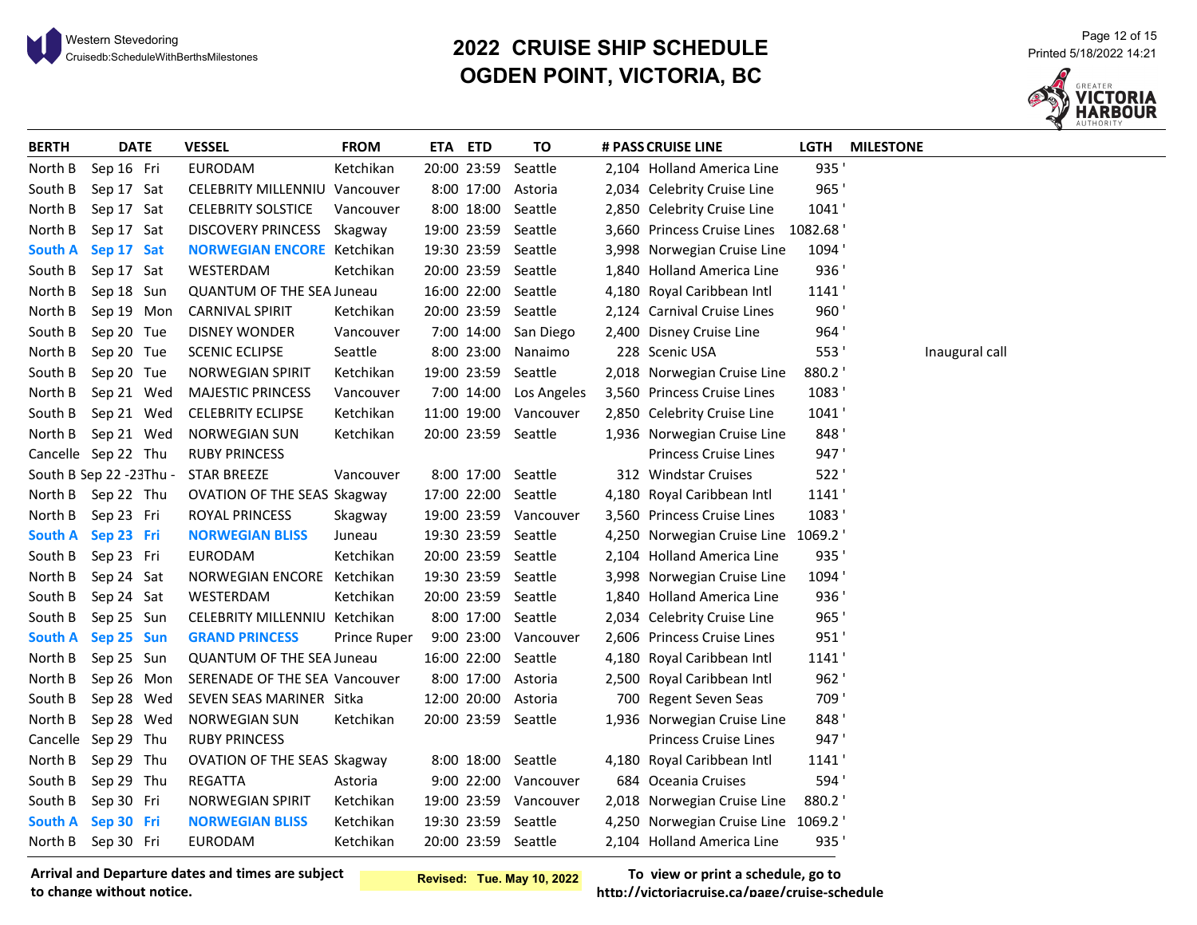# 2022 CRUISE SHIP SCHEDULE
# OGDEN POINT, VICTORIA, BC

| BERTH | DATE | | VESSEL | FROM | ETA | ETD | TO | # PASS | CRUISE LINE | LGTH | MILESTONE |
|---|---|---|---|---|---|---|---|---|---|---|---|
| North B | Sep 16 | Fri | EURODAM | Ketchikan | 20:00 | 23:59 | Seattle | 2,104 | Holland America Line | 935 ' | |
| South B | Sep 17 | Sat | CELEBRITY MILLENNIU | Vancouver | 8:00 | 17:00 | Astoria | 2,034 | Celebrity Cruise Line | 965 ' | |
| North B | Sep 17 | Sat | CELEBRITY SOLSTICE | Vancouver | 8:00 | 18:00 | Seattle | 2,850 | Celebrity Cruise Line | 1041 ' | |
| North B | Sep 17 | Sat | DISCOVERY PRINCESS | Skagway | 19:00 | 23:59 | Seattle | 3,660 | Princess Cruise Lines | 1082.68 ' | |
| **South A** | **Sep 17** | **Sat** | **NORWEGIAN ENCORE** | Ketchikan | 19:30 | 23:59 | Seattle | 3,998 | Norwegian Cruise Line | 1094 ' | |
| South B | Sep 17 | Sat | WESTERDAM | Ketchikan | 20:00 | 23:59 | Seattle | 1,840 | Holland America Line | 936 ' | |
| North B | Sep 18 | Sun | QUANTUM OF THE SEA | Juneau | 16:00 | 22:00 | Seattle | 4,180 | Royal Caribbean Intl | 1141 ' | |
| North B | Sep 19 | Mon | CARNIVAL SPIRIT | Ketchikan | 20:00 | 23:59 | Seattle | 2,124 | Carnival Cruise Lines | 960 ' | |
| South B | Sep 20 | Tue | DISNEY WONDER | Vancouver | 7:00 | 14:00 | San Diego | 2,400 | Disney Cruise Line | 964 ' | |
| North B | Sep 20 | Tue | SCENIC ECLIPSE | Seattle | 8:00 | 23:00 | Nanaimo | 228 | Scenic USA | 553 ' | Inaugural call |
| South B | Sep 20 | Tue | NORWEGIAN SPIRIT | Ketchikan | 19:00 | 23:59 | Seattle | 2,018 | Norwegian Cruise Line | 880.2 ' | |
| North B | Sep 21 | Wed | MAJESTIC PRINCESS | Vancouver | 7:00 | 14:00 | Los Angeles | 3,560 | Princess Cruise Lines | 1083 ' | |
| South B | Sep 21 | Wed | CELEBRITY ECLIPSE | Ketchikan | 11:00 | 19:00 | Vancouver | 2,850 | Celebrity Cruise Line | 1041 ' | |
| North B | Sep 21 | Wed | NORWEGIAN SUN | Ketchikan | 20:00 | 23:59 | Seattle | 1,936 | Norwegian Cruise Line | 848 ' | |
| Cancelle | Sep 22 | Thu | RUBY PRINCESS | | | | | | Princess Cruise Lines | 947 ' | |
| South B | Sep 22 -23 | Thu - | STAR BREEZE | Vancouver | 8:00 | 17:00 | Seattle | 312 | Windstar Cruises | 522 ' | |
| North B | Sep 22 | Thu | OVATION OF THE SEAS | Skagway | 17:00 | 22:00 | Seattle | 4,180 | Royal Caribbean Intl | 1141 ' | |
| North B | Sep 23 | Fri | ROYAL PRINCESS | Skagway | 19:00 | 23:59 | Vancouver | 3,560 | Princess Cruise Lines | 1083 ' | |
| **South A** | **Sep 23** | **Fri** | **NORWEGIAN BLISS** | Juneau | 19:30 | 23:59 | Seattle | 4,250 | Norwegian Cruise Line | 1069.2 ' | |
| South B | Sep 23 | Fri | EURODAM | Ketchikan | 20:00 | 23:59 | Seattle | 2,104 | Holland America Line | 935 ' | |
| North B | Sep 24 | Sat | NORWEGIAN ENCORE | Ketchikan | 19:30 | 23:59 | Seattle | 3,998 | Norwegian Cruise Line | 1094 ' | |
| South B | Sep 24 | Sat | WESTERDAM | Ketchikan | 20:00 | 23:59 | Seattle | 1,840 | Holland America Line | 936 ' | |
| South B | Sep 25 | Sun | CELEBRITY MILLENNIU | Ketchikan | 8:00 | 17:00 | Seattle | 2,034 | Celebrity Cruise Line | 965 ' | |
| **South A** | **Sep 25** | **Sun** | **GRAND PRINCESS** | Prince Ruper | 9:00 | 23:00 | Vancouver | 2,606 | Princess Cruise Lines | 951 ' | |
| North B | Sep 25 | Sun | QUANTUM OF THE SEA | Juneau | 16:00 | 22:00 | Seattle | 4,180 | Royal Caribbean Intl | 1141 ' | |
| North B | Sep 26 | Mon | SERENADE OF THE SEA | Vancouver | 8:00 | 17:00 | Astoria | 2,500 | Royal Caribbean Intl | 962 ' | |
| South B | Sep 28 | Wed | SEVEN SEAS MARINER | Sitka | 12:00 | 20:00 | Astoria | 700 | Regent Seven Seas | 709 ' | |
| North B | Sep 28 | Wed | NORWEGIAN SUN | Ketchikan | 20:00 | 23:59 | Seattle | 1,936 | Norwegian Cruise Line | 848 ' | |
| Cancelle | Sep 29 | Thu | RUBY PRINCESS | | | | | | Princess Cruise Lines | 947 ' | |
| North B | Sep 29 | Thu | OVATION OF THE SEAS | Skagway | 8:00 | 18:00 | Seattle | 4,180 | Royal Caribbean Intl | 1141 ' | |
| South B | Sep 29 | Thu | REGATTA | Astoria | 9:00 | 22:00 | Vancouver | 684 | Oceania Cruises | 594 ' | |
| South B | Sep 30 | Fri | NORWEGIAN SPIRIT | Ketchikan | 19:00 | 23:59 | Vancouver | 2,018 | Norwegian Cruise Line | 880.2 ' | |
| **South A** | **Sep 30** | **Fri** | **NORWEGIAN BLISS** | Ketchikan | 19:30 | 23:59 | Seattle | 4,250 | Norwegian Cruise Line | 1069.2 ' | |
| North B | Sep 30 | Fri | EURODAM | Ketchikan | 20:00 | 23:59 | Seattle | 2,104 | Holland America Line | 935 ' | |

**Arrival and Departure dates and times are subject to change without notice.**

**Revised: Tue. May 10, 2022**

**To view or print a schedule, go to http://victoriacruise.ca/page/cruise-schedule**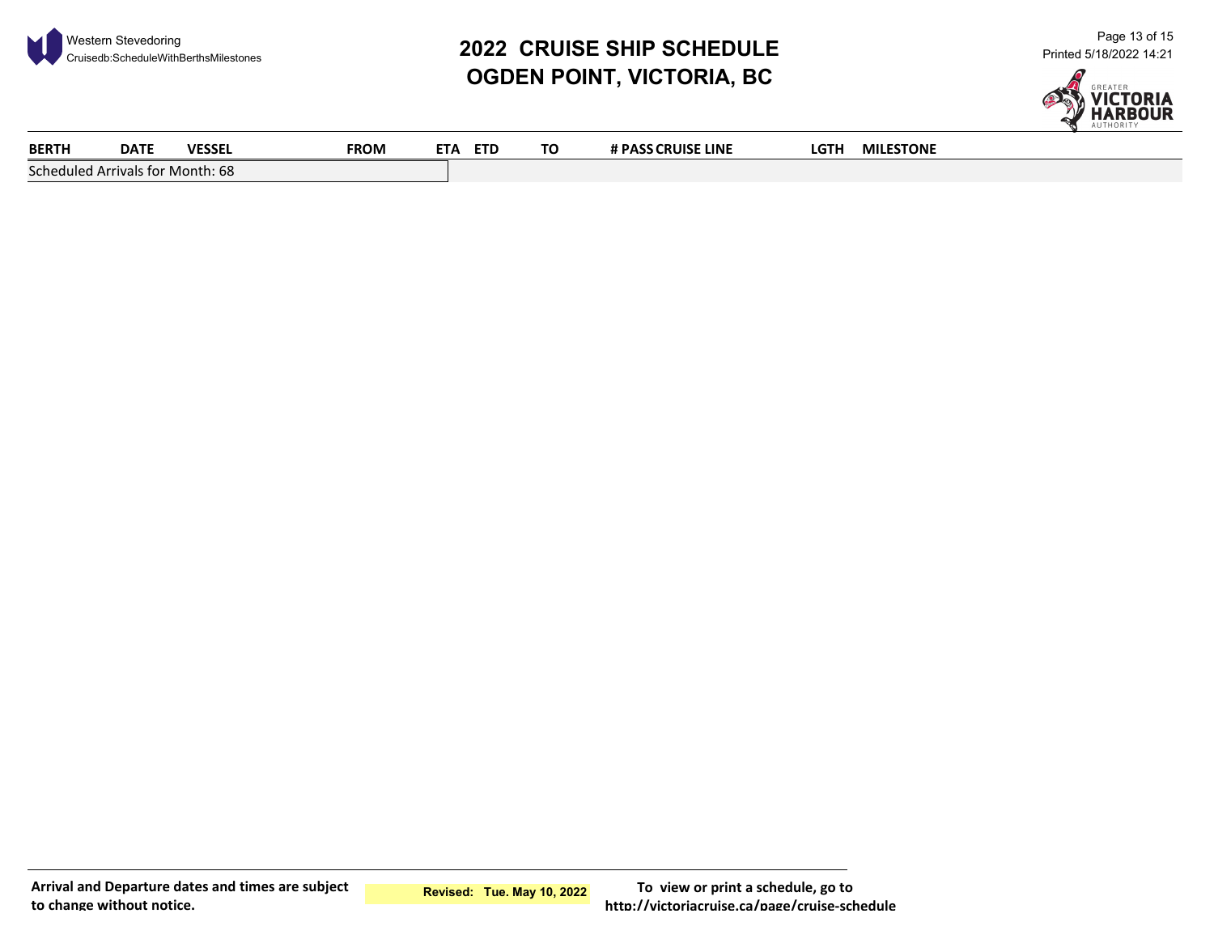# 2022 CRUISE SHIP SCHEDULE
## OGDEN POINT, VICTORIA, BC

| BERTH | DATE | VESSEL | FROM | ETA | ETD | TO | # PASS | CRUISE LINE | LGTH | MILESTONE |
|---|---|---|---|---|---|---|---|---|---|---|
| Scheduled Arrivals for Month: 68 | | | | | | | | | | |

**Arrival and Departure dates and times are subject to change without notice.**

**Revised: Tue. May 10, 2022**

**To view or print a schedule, go to http://victoriacruise.ca/page/cruise-schedule**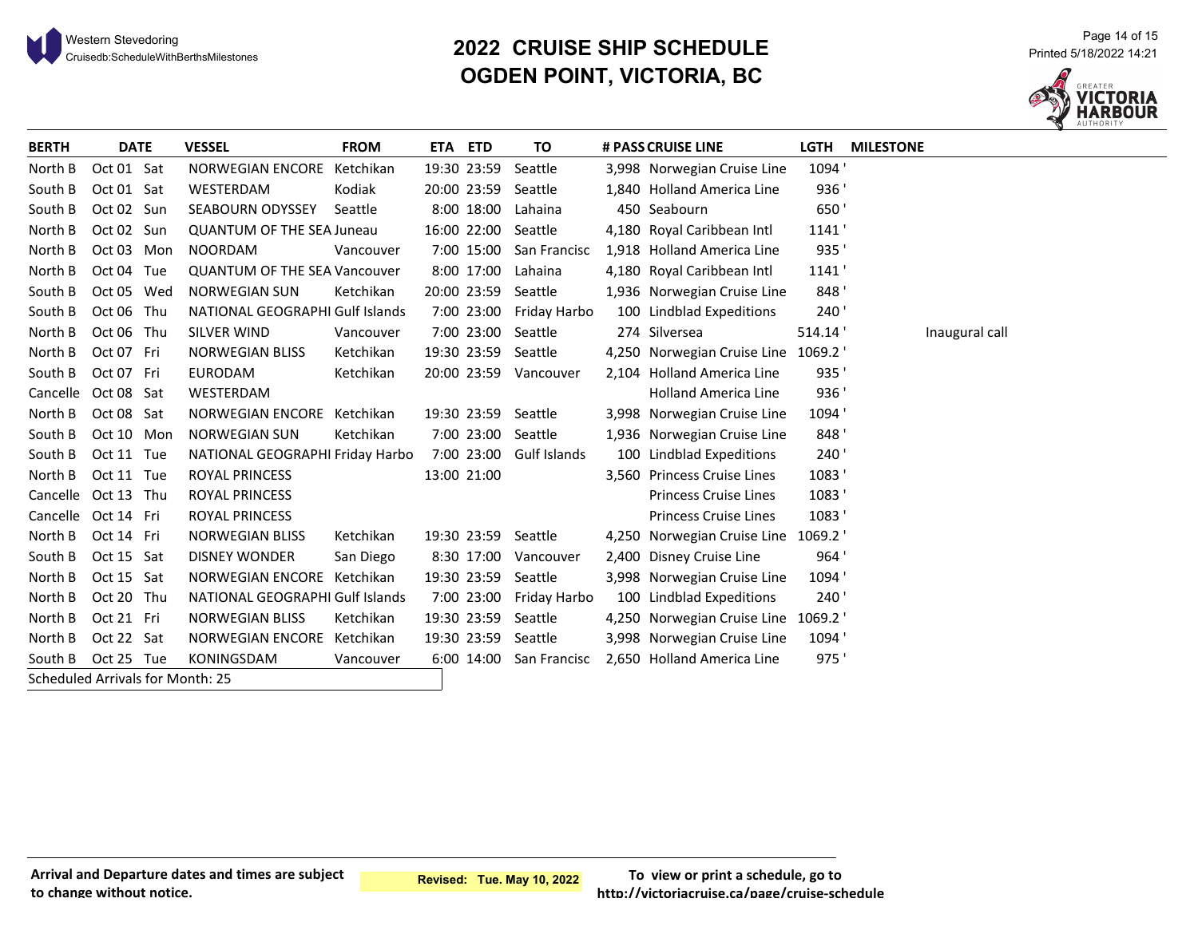# 2022 CRUISE SHIP SCHEDULE
# OGDEN POINT, VICTORIA, BC

| BERTH | DATE | | VESSEL | FROM | ETA | ETD | TO | # PASS | CRUISE LINE | LGTH | MILESTONE |
|---|---|---|---|---|---|---|---|---|---|---|---|
| North B | Oct 01 | Sat | NORWEGIAN ENCORE | Ketchikan | 19:30 | 23:59 | Seattle | 3,998 | Norwegian Cruise Line | 1094 ' | |
| South B | Oct 01 | Sat | WESTERDAM | Kodiak | 20:00 | 23:59 | Seattle | 1,840 | Holland America Line | 936 ' | |
| South B | Oct 02 | Sun | SEABOURN ODYSSEY | Seattle | 8:00 | 18:00 | Lahaina | 450 | Seabourn | 650 ' | |
| North B | Oct 02 | Sun | QUANTUM OF THE SEA | Juneau | 16:00 | 22:00 | Seattle | 4,180 | Royal Caribbean Intl | 1141 ' | |
| North B | Oct 03 | Mon | NOORDAM | Vancouver | 7:00 | 15:00 | San Francisc | 1,918 | Holland America Line | 935 ' | |
| North B | Oct 04 | Tue | QUANTUM OF THE SEA | Vancouver | 8:00 | 17:00 | Lahaina | 4,180 | Royal Caribbean Intl | 1141 ' | |
| South B | Oct 05 | Wed | NORWEGIAN SUN | Ketchikan | 20:00 | 23:59 | Seattle | 1,936 | Norwegian Cruise Line | 848 ' | |
| South B | Oct 06 | Thu | NATIONAL GEOGRAPHI | Gulf Islands | 7:00 | 23:00 | Friday Harbo | 100 | Lindblad Expeditions | 240 ' | |
| North B | Oct 06 | Thu | SILVER WIND | Vancouver | 7:00 | 23:00 | Seattle | 274 | Silversea | 514.14 ' | Inaugural call |
| North B | Oct 07 | Fri | NORWEGIAN BLISS | Ketchikan | 19:30 | 23:59 | Seattle | 4,250 | Norwegian Cruise Line | 1069.2 ' | |
| South B | Oct 07 | Fri | EURODAM | Ketchikan | 20:00 | 23:59 | Vancouver | 2,104 | Holland America Line | 935 ' | |
| Cancelle | Oct 08 | Sat | WESTERDAM | | | | | | Holland America Line | 936 ' | |
| North B | Oct 08 | Sat | NORWEGIAN ENCORE | Ketchikan | 19:30 | 23:59 | Seattle | 3,998 | Norwegian Cruise Line | 1094 ' | |
| South B | Oct 10 | Mon | NORWEGIAN SUN | Ketchikan | 7:00 | 23:00 | Seattle | 1,936 | Norwegian Cruise Line | 848 ' | |
| South B | Oct 11 | Tue | NATIONAL GEOGRAPHI | Friday Harbo | 7:00 | 23:00 | Gulf Islands | 100 | Lindblad Expeditions | 240 ' | |
| North B | Oct 11 | Tue | ROYAL PRINCESS | | 13:00 | 21:00 | | 3,560 | Princess Cruise Lines | 1083 ' | |
| Cancelle | Oct 13 | Thu | ROYAL PRINCESS | | | | | | Princess Cruise Lines | 1083 ' | |
| Cancelle | Oct 14 | Fri | ROYAL PRINCESS | | | | | | Princess Cruise Lines | 1083 ' | |
| North B | Oct 14 | Fri | NORWEGIAN BLISS | Ketchikan | 19:30 | 23:59 | Seattle | 4,250 | Norwegian Cruise Line | 1069.2 ' | |
| South B | Oct 15 | Sat | DISNEY WONDER | San Diego | 8:30 | 17:00 | Vancouver | 2,400 | Disney Cruise Line | 964 ' | |
| North B | Oct 15 | Sat | NORWEGIAN ENCORE | Ketchikan | 19:30 | 23:59 | Seattle | 3,998 | Norwegian Cruise Line | 1094 ' | |
| North B | Oct 20 | Thu | NATIONAL GEOGRAPHI | Gulf Islands | 7:00 | 23:00 | Friday Harbo | 100 | Lindblad Expeditions | 240 ' | |
| North B | Oct 21 | Fri | NORWEGIAN BLISS | Ketchikan | 19:30 | 23:59 | Seattle | 4,250 | Norwegian Cruise Line | 1069.2 ' | |
| North B | Oct 22 | Sat | NORWEGIAN ENCORE | Ketchikan | 19:30 | 23:59 | Seattle | 3,998 | Norwegian Cruise Line | 1094 ' | |
| South B | Oct 25 | Tue | KONINGSDAM | Vancouver | 6:00 | 14:00 | San Francisc | 2,650 | Holland America Line | 975 ' | |

Scheduled Arrivals for Month: 25

**Arrival and Departure dates and times are subject to change without notice.**

**Revised: Tue. May 10, 2022**

**To view or print a schedule, go to http://victoriacruise.ca/page/cruise-schedule**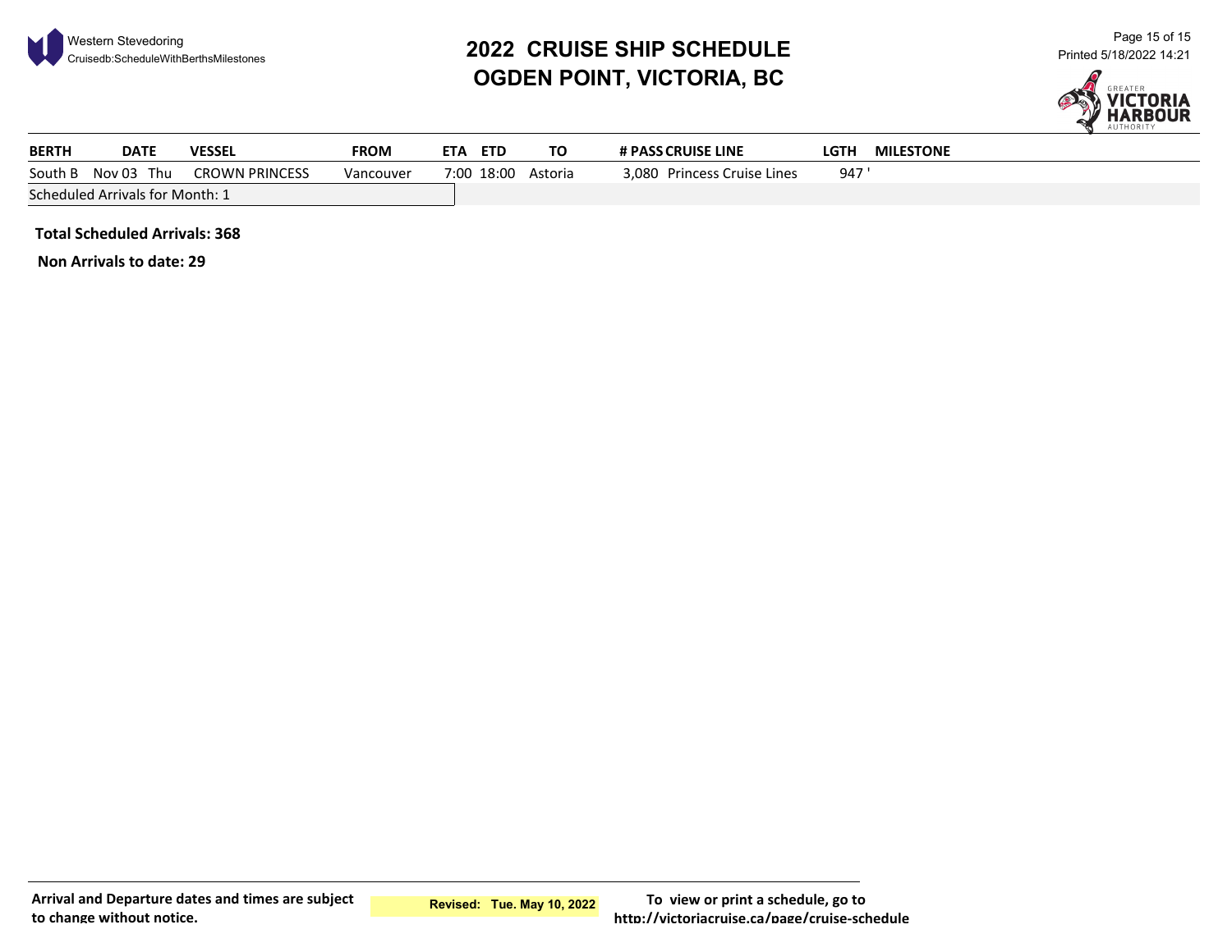# 2022 CRUISE SHIP SCHEDULE
## OGDEN POINT, VICTORIA, BC

| BERTH | DATE | VESSEL | FROM | ETA | ETD | TO | # PASS | CRUISE LINE | LGTH | MILESTONE |
|---|---|---|---|---|---|---|---|---|---|---|
| South B | Nov 03 Thu | CROWN PRINCESS | Vancouver | 7:00 | 18:00 | Astoria | 3,080 | Princess Cruise Lines | 947 ' | |
| Scheduled Arrivals for Month: 1 | | | | | | | | | | |

**Total Scheduled Arrivals: 368**

**Non Arrivals to date: 29**

**Arrival and Departure dates and times are subject to change without notice.**

**Revised: Tue. May 10, 2022**

**To view or print a schedule, go to http://victoriacruise.ca/page/cruise-schedule**